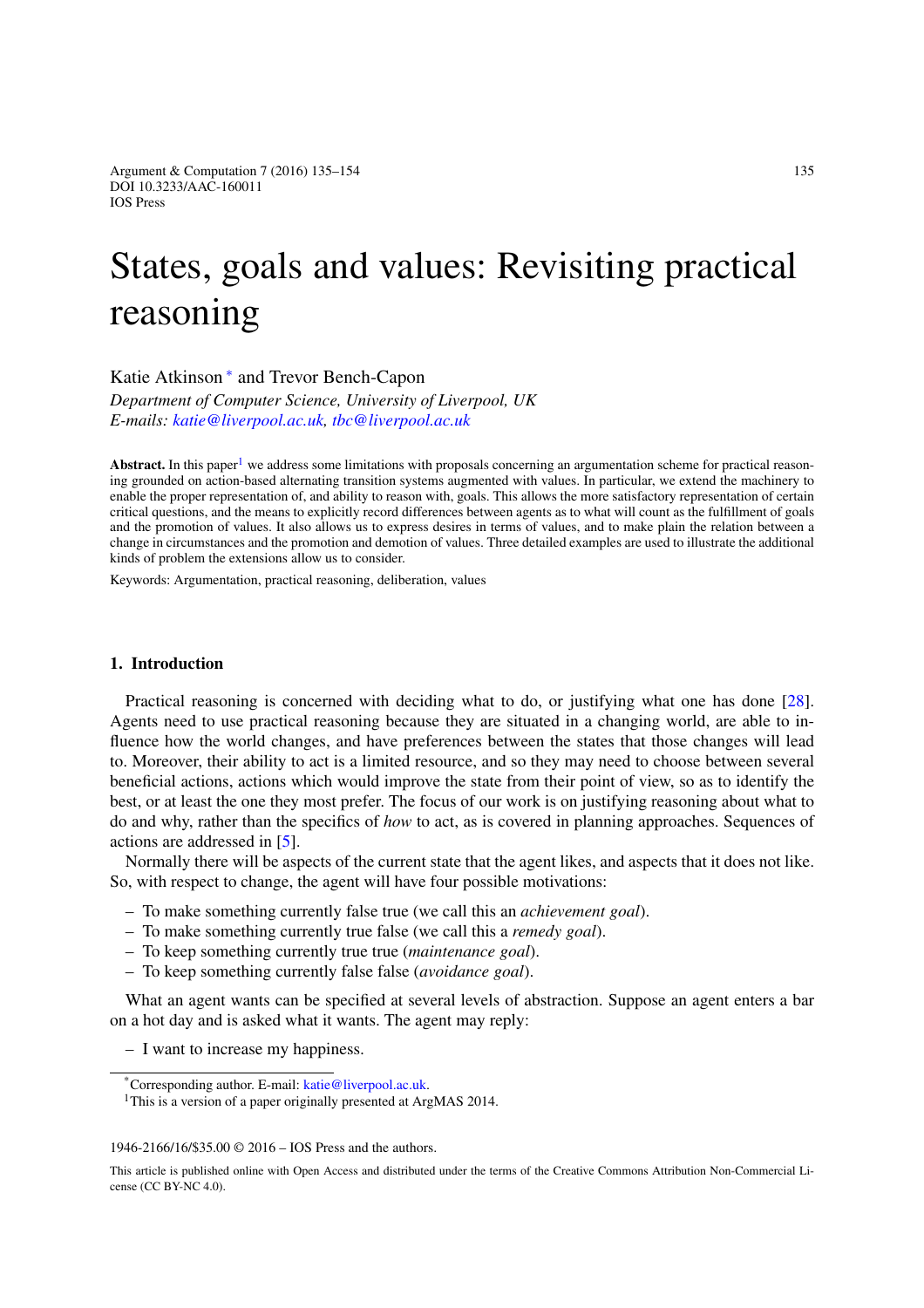# States, goals and values: Revisiting practical reasoning

Katie Atkinson [*] and Trevor Bench-Capon

*Department of Computer Science, University of Liverpool, UK*
*E-mails: katie@liverpool.ac.uk, tbc@liverpool.ac.uk*

**Abstract.** In this paper[1] we address some limitations with proposals concerning an argumentation scheme for practical reasoning grounded on action-based alternating transition systems augmented with values. In particular, we extend the machinery to enable the proper representation of, and ability to reason with, goals. This allows the more satisfactory representation of certain critical questions, and the means to explicitly record differences between agents as to what will count as the fulfillment of goals and the promotion of values. It also allows us to express desires in terms of values, and to make plain the relation between a change in circumstances and the promotion and demotion of values. Three detailed examples are used to illustrate the additional kinds of problem the extensions allow us to consider.

Keywords: Argumentation, practical reasoning, deliberation, values

## 1. Introduction

Practical reasoning is concerned with deciding what to do, or justifying what one has done [28]. Agents need to use practical reasoning because they are situated in a changing world, are able to influence how the world changes, and have preferences between the states that those changes will lead to. Moreover, their ability to act is a limited resource, and so they may need to choose between several beneficial actions, actions which would improve the state from their point of view, so as to identify the best, or at least the one they most prefer. The focus of our work is on justifying reasoning about what to do and why, rather than the specifics of *how* to act, as is covered in planning approaches. Sequences of actions are addressed in [5].

Normally there will be aspects of the current state that the agent likes, and aspects that it does not like. So, with respect to change, the agent will have four possible motivations:

- To make something currently false true (we call this an *achievement goal*).
- To make something currently true false (we call this a *remedy goal*).
- To keep something currently true true (*maintenance goal*).
- To keep something currently false false (*avoidance goal*).

What an agent wants can be specified at several levels of abstraction. Suppose an agent enters a bar on a hot day and is asked what it wants. The agent may reply:

- I want to increase my happiness.

[*] Corresponding author. E-mail: katie@liverpool.ac.uk.

[1] This is a version of a paper originally presented at ArgMAS 2014.

1946-2166/16/$35.00 © 2016 – IOS Press and the authors.

This article is published online with Open Access and distributed under the terms of the Creative Commons Attribution Non-Commercial License (CC BY-NC 4.0).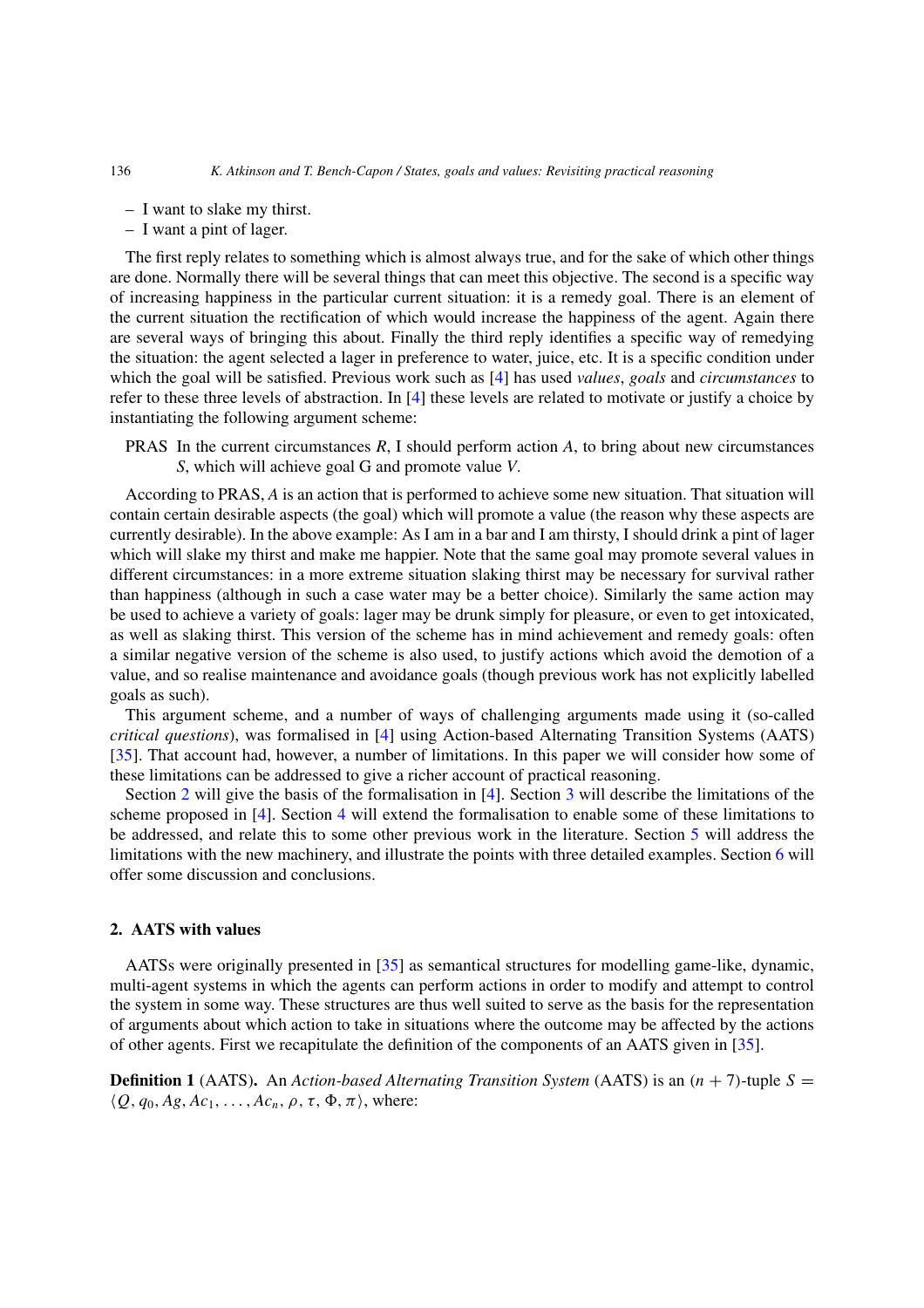– I want to slake my thirst.
– I want a pint of lager.

The first reply relates to something which is almost always true, and for the sake of which other things are done. Normally there will be several things that can meet this objective. The second is a specific way of increasing happiness in the particular current situation: it is a remedy goal. There is an element of the current situation the rectification of which would increase the happiness of the agent. Again there are several ways of bringing this about. Finally the third reply identifies a specific way of remedying the situation: the agent selected a lager in preference to water, juice, etc. It is a specific condition under which the goal will be satisfied. Previous work such as [4] has used *values*, *goals* and *circumstances* to refer to these three levels of abstraction. In [4] these levels are related to motivate or justify a choice by instantiating the following argument scheme:

PRAS In the current circumstances $R$, I should perform action $A$, to bring about new circumstances $S$, which will achieve goal G and promote value $V$.

According to PRAS, $A$ is an action that is performed to achieve some new situation. That situation will contain certain desirable aspects (the goal) which will promote a value (the reason why these aspects are currently desirable). In the above example: As I am in a bar and I am thirsty, I should drink a pint of lager which will slake my thirst and make me happier. Note that the same goal may promote several values in different circumstances: in a more extreme situation slaking thirst may be necessary for survival rather than happiness (although in such a case water may be a better choice). Similarly the same action may be used to achieve a variety of goals: lager may be drunk simply for pleasure, or even to get intoxicated, as well as slaking thirst. This version of the scheme has in mind achievement and remedy goals: often a similar negative version of the scheme is also used, to justify actions which avoid the demotion of a value, and so realise maintenance and avoidance goals (though previous work has not explicitly labelled goals as such).

This argument scheme, and a number of ways of challenging arguments made using it (so-called *critical questions*), was formalised in [4] using Action-based Alternating Transition Systems (AATS) [35]. That account had, however, a number of limitations. In this paper we will consider how some of these limitations can be addressed to give a richer account of practical reasoning.

Section 2 will give the basis of the formalisation in [4]. Section 3 will describe the limitations of the scheme proposed in [4]. Section 4 will extend the formalisation to enable some of these limitations to be addressed, and relate this to some other previous work in the literature. Section 5 will address the limitations with the new machinery, and illustrate the points with three detailed examples. Section 6 will offer some discussion and conclusions.

## 2. AATS with values

AATSs were originally presented in [35] as semantical structures for modelling game-like, dynamic, multi-agent systems in which the agents can perform actions in order to modify and attempt to control the system in some way. These structures are thus well suited to serve as the basis for the representation of arguments about which action to take in situations where the outcome may be affected by the actions of other agents. First we recapitulate the definition of the components of an AATS given in [35].

**Definition 1** (AATS)**.** An *Action-based Alternating Transition System* (AATS) is an $(n + 7)$-tuple $S = \langle Q, q_0, Ag, Ac_1, \ldots, Ac_n, \rho, \tau, \Phi, \pi \rangle$, where: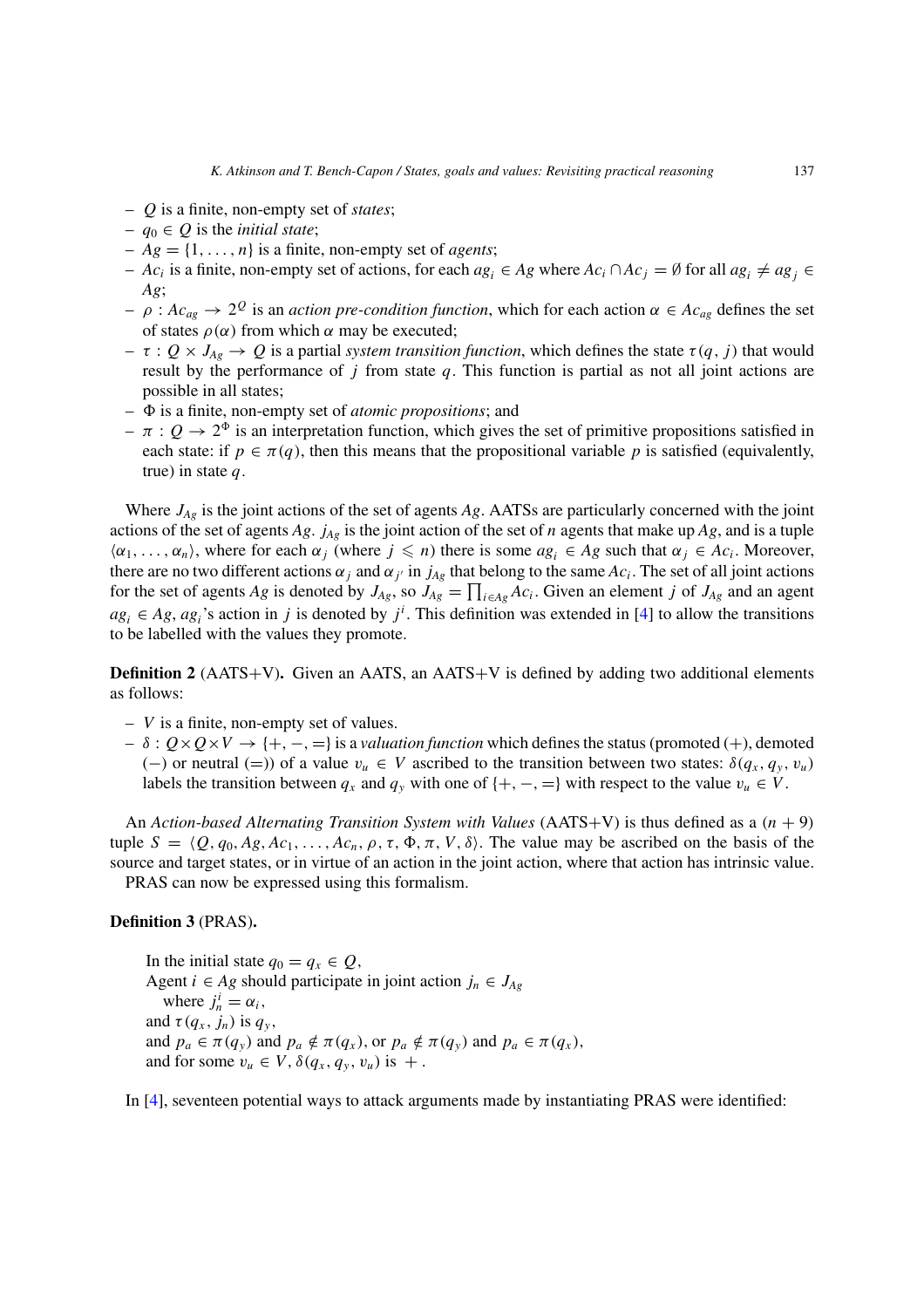- $Q$ is a finite, non-empty set of *states*;
- $q_0 \in Q$ is the *initial state*;
- $Ag = \{1, \ldots, n\}$ is a finite, non-empty set of *agents*;
- $Ac_i$ is a finite, non-empty set of actions, for each $ag_i \in Ag$ where $Ac_i \cap Ac_j = \emptyset$ for all $ag_i \neq ag_j \in Ag$;
- $\rho : Ac_{ag} \rightarrow 2^Q$ is an *action pre-condition function*, which for each action $\alpha \in Ac_{ag}$ defines the set of states $\rho(\alpha)$ from which $\alpha$ may be executed;
- $\tau : Q \times J_{Ag} \rightarrow Q$ is a partial *system transition function*, which defines the state $\tau(q, j)$ that would result by the performance of $j$ from state $q$. This function is partial as not all joint actions are possible in all states;
- $\Phi$ is a finite, non-empty set of *atomic propositions*; and
- $\pi : Q \rightarrow 2^\Phi$ is an interpretation function, which gives the set of primitive propositions satisfied in each state: if $p \in \pi(q)$, then this means that the propositional variable $p$ is satisfied (equivalently, true) in state $q$.

Where $J_{Ag}$ is the joint actions of the set of agents $Ag$. AATSs are particularly concerned with the joint actions of the set of agents $Ag$. $j_{Ag}$ is the joint action of the set of $n$ agents that make up $Ag$, and is a tuple $\langle \alpha_1, \ldots, \alpha_n \rangle$, where for each $\alpha_j$ (where $j \leqslant n$) there is some $ag_i \in Ag$ such that $\alpha_j \in Ac_i$. Moreover, there are no two different actions $\alpha_j$ and $\alpha_{j'}$ in $j_{Ag}$ that belong to the same $Ac_i$. The set of all joint actions for the set of agents $Ag$ is denoted by $J_{Ag}$, so $J_{Ag} = \prod_{i \in Ag} Ac_i$. Given an element $j$ of $J_{Ag}$ and an agent $ag_i \in Ag$, $ag_i$'s action in $j$ is denoted by $j^i$. This definition was extended in [4] to allow the transitions to be labelled with the values they promote.

**Definition 2** (AATS+V)**.** Given an AATS, an AATS+V is defined by adding two additional elements as follows:

- $V$ is a finite, non-empty set of values.
- $\delta : Q \times Q \times V \rightarrow \{+, -, =\}$ is a *valuation function* which defines the status (promoted (+), demoted (−) or neutral (=)) of a value $v_u \in V$ ascribed to the transition between two states: $\delta(q_x, q_y, v_u)$ labels the transition between $q_x$ and $q_y$ with one of $\{+, -, =\}$ with respect to the value $v_u \in V$.

An *Action-based Alternating Transition System with Values* (AATS+V) is thus defined as a $(n + 9)$ tuple $S = \langle Q, q_0, Ag, Ac_1, \ldots, Ac_n, \rho, \tau, \Phi, \pi, V, \delta \rangle$. The value may be ascribed on the basis of the source and target states, or in virtue of an action in the joint action, where that action has intrinsic value.

PRAS can now be expressed using this formalism.

**Definition 3** (PRAS)**.**

> In the initial state $q_0 = q_x \in Q$,
> Agent $i \in Ag$ should participate in joint action $j_n \in J_{Ag}$
>   where $j_n^i = \alpha_i$,
> and $\tau(q_x, j_n)$ is $q_y$,
> and $p_a \in \pi(q_y)$ and $p_a \notin \pi(q_x)$, or $p_a \notin \pi(q_y)$ and $p_a \in \pi(q_x)$,
> and for some $v_u \in V$, $\delta(q_x, q_y, v_u)$ is $+$.

In [4], seventeen potential ways to attack arguments made by instantiating PRAS were identified: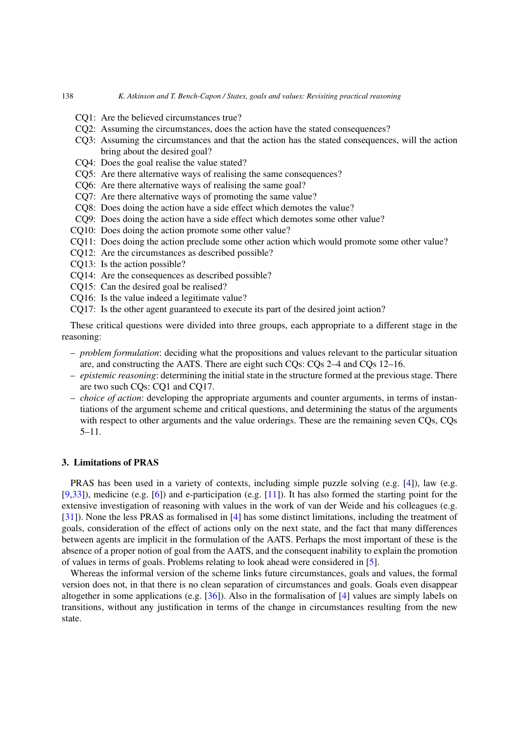CQ1: Are the believed circumstances true?
CQ2: Assuming the circumstances, does the action have the stated consequences?
CQ3: Assuming the circumstances and that the action has the stated consequences, will the action bring about the desired goal?
CQ4: Does the goal realise the value stated?
CQ5: Are there alternative ways of realising the same consequences?
CQ6: Are there alternative ways of realising the same goal?
CQ7: Are there alternative ways of promoting the same value?
CQ8: Does doing the action have a side effect which demotes the value?
CQ9: Does doing the action have a side effect which demotes some other value?
CQ10: Does doing the action promote some other value?
CQ11: Does doing the action preclude some other action which would promote some other value?
CQ12: Are the circumstances as described possible?
CQ13: Is the action possible?
CQ14: Are the consequences as described possible?
CQ15: Can the desired goal be realised?
CQ16: Is the value indeed a legitimate value?
CQ17: Is the other agent guaranteed to execute its part of the desired joint action?

These critical questions were divided into three groups, each appropriate to a different stage in the reasoning:

- *problem formulation*: deciding what the propositions and values relevant to the particular situation are, and constructing the AATS. There are eight such CQs: CQs 2–4 and CQs 12–16.
- *epistemic reasoning*: determining the initial state in the structure formed at the previous stage. There are two such CQs: CQ1 and CQ17.
- *choice of action*: developing the appropriate arguments and counter arguments, in terms of instantiations of the argument scheme and critical questions, and determining the status of the arguments with respect to other arguments and the value orderings. These are the remaining seven CQs, CQs 5–11.

## 3. Limitations of PRAS

PRAS has been used in a variety of contexts, including simple puzzle solving (e.g. [4]), law (e.g. [9,33]), medicine (e.g. [6]) and e-participation (e.g. [11]). It has also formed the starting point for the extensive investigation of reasoning with values in the work of van der Weide and his colleagues (e.g. [31]). None the less PRAS as formalised in [4] has some distinct limitations, including the treatment of goals, consideration of the effect of actions only on the next state, and the fact that many differences between agents are implicit in the formulation of the AATS. Perhaps the most important of these is the absence of a proper notion of goal from the AATS, and the consequent inability to explain the promotion of values in terms of goals. Problems relating to look ahead were considered in [5].

Whereas the informal version of the scheme links future circumstances, goals and values, the formal version does not, in that there is no clean separation of circumstances and goals. Goals even disappear altogether in some applications (e.g. [36]). Also in the formalisation of [4] values are simply labels on transitions, without any justification in terms of the change in circumstances resulting from the new state.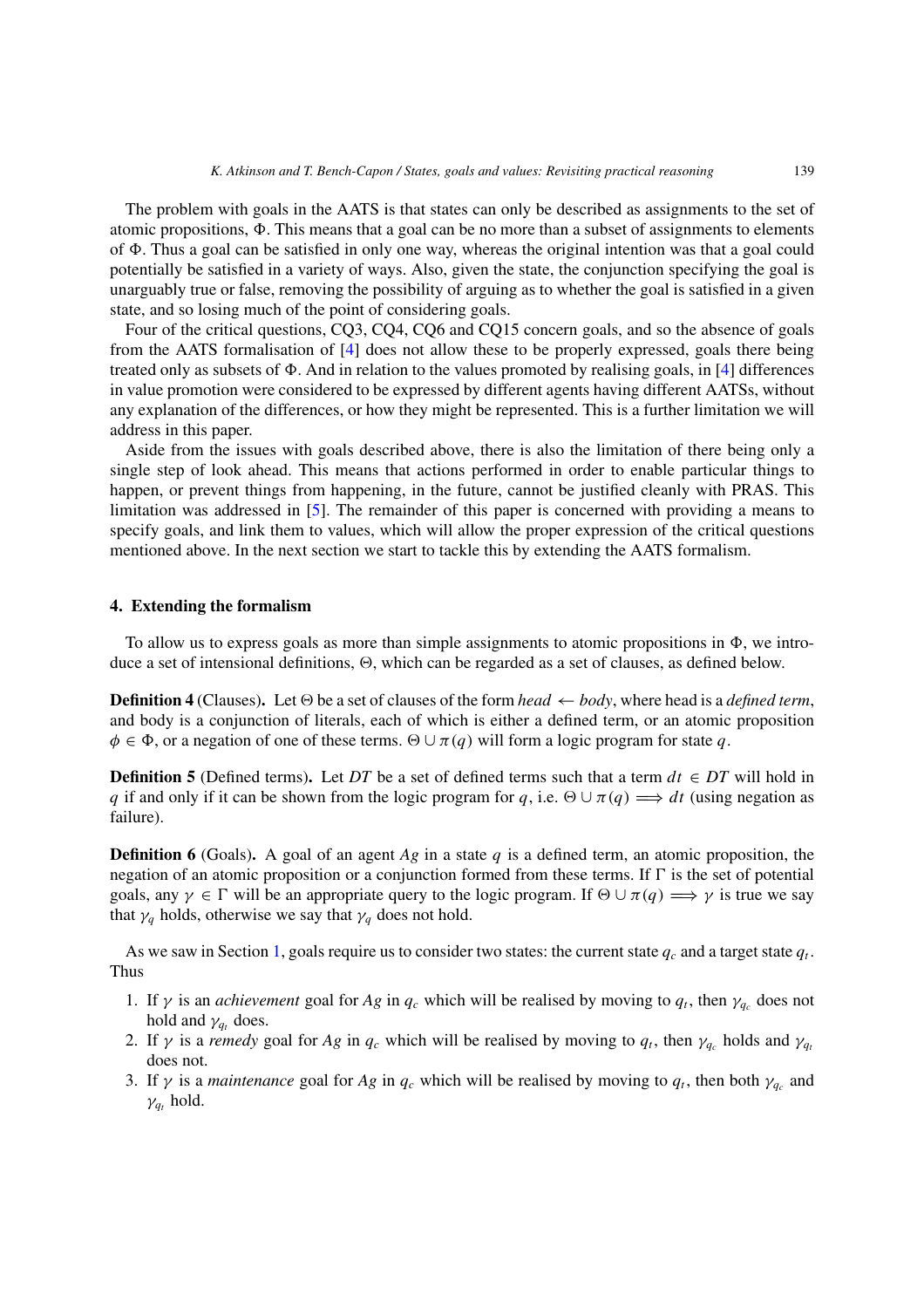The problem with goals in the AATS is that states can only be described as assignments to the set of atomic propositions, $\Phi$. This means that a goal can be no more than a subset of assignments to elements of $\Phi$. Thus a goal can be satisfied in only one way, whereas the original intention was that a goal could potentially be satisfied in a variety of ways. Also, given the state, the conjunction specifying the goal is unarguably true or false, removing the possibility of arguing as to whether the goal is satisfied in a given state, and so losing much of the point of considering goals.

Four of the critical questions, CQ3, CQ4, CQ6 and CQ15 concern goals, and so the absence of goals from the AATS formalisation of [4] does not allow these to be properly expressed, goals there being treated only as subsets of $\Phi$. And in relation to the values promoted by realising goals, in [4] differences in value promotion were considered to be expressed by different agents having different AATSs, without any explanation of the differences, or how they might be represented. This is a further limitation we will address in this paper.

Aside from the issues with goals described above, there is also the limitation of there being only a single step of look ahead. This means that actions performed in order to enable particular things to happen, or prevent things from happening, in the future, cannot be justified cleanly with PRAS. This limitation was addressed in [5]. The remainder of this paper is concerned with providing a means to specify goals, and link them to values, which will allow the proper expression of the critical questions mentioned above. In the next section we start to tackle this by extending the AATS formalism.

## 4. Extending the formalism

To allow us to express goals as more than simple assignments to atomic propositions in $\Phi$, we introduce a set of intensional definitions, $\Theta$, which can be regarded as a set of clauses, as defined below.

**Definition 4** (Clauses)**.** Let $\Theta$ be a set of clauses of the form *head* $\leftarrow$ *body*, where head is a *defined term*, and body is a conjunction of literals, each of which is either a defined term, or an atomic proposition $\phi \in \Phi$, or a negation of one of these terms. $\Theta \cup \pi(q)$ will form a logic program for state $q$.

**Definition 5** (Defined terms)**.** Let $DT$ be a set of defined terms such that a term $dt \in DT$ will hold in $q$ if and only if it can be shown from the logic program for $q$, i.e. $\Theta \cup \pi(q) \Longrightarrow dt$ (using negation as failure).

**Definition 6** (Goals)**.** A goal of an agent $Ag$ in a state $q$ is a defined term, an atomic proposition, the negation of an atomic proposition or a conjunction formed from these terms. If $\Gamma$ is the set of potential goals, any $\gamma \in \Gamma$ will be an appropriate query to the logic program. If $\Theta \cup \pi(q) \Longrightarrow \gamma$ is true we say that $\gamma_q$ holds, otherwise we say that $\gamma_q$ does not hold.

As we saw in Section 1, goals require us to consider two states: the current state $q_c$ and a target state $q_t$. Thus

1. If $\gamma$ is an *achievement* goal for $Ag$ in $q_c$ which will be realised by moving to $q_t$, then $\gamma_{q_c}$ does not hold and $\gamma_{q_t}$ does.
2. If $\gamma$ is a *remedy* goal for $Ag$ in $q_c$ which will be realised by moving to $q_t$, then $\gamma_{q_c}$ holds and $\gamma_{q_t}$ does not.
3. If $\gamma$ is a *maintenance* goal for $Ag$ in $q_c$ which will be realised by moving to $q_t$, then both $\gamma_{q_c}$ and $\gamma_{q_t}$ hold.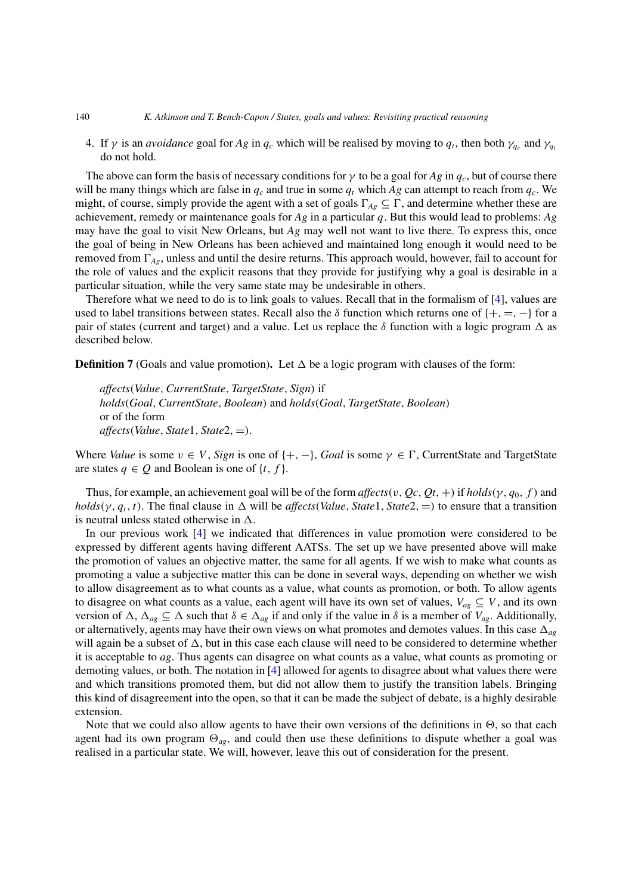4. If $\gamma$ is an *avoidance* goal for $Ag$ in $q_c$ which will be realised by moving to $q_t$, then both $\gamma_{q_c}$ and $\gamma_{q_t}$ do not hold.

The above can form the basis of necessary conditions for $\gamma$ to be a goal for $Ag$ in $q_c$, but of course there will be many things which are false in $q_c$ and true in some $q_t$ which $Ag$ can attempt to reach from $q_c$. We might, of course, simply provide the agent with a set of goals $\Gamma_{Ag} \subseteq \Gamma$, and determine whether these are achievement, remedy or maintenance goals for $Ag$ in a particular $q$. But this would lead to problems: $Ag$ may have the goal to visit New Orleans, but $Ag$ may well not want to live there. To express this, once the goal of being in New Orleans has been achieved and maintained long enough it would need to be removed from $\Gamma_{Ag}$, unless and until the desire returns. This approach would, however, fail to account for the role of values and the explicit reasons that they provide for justifying why a goal is desirable in a particular situation, while the very same state may be undesirable in others.

Therefore what we need to do is to link goals to values. Recall that in the formalism of [4], values are used to label transitions between states. Recall also the $\delta$ function which returns one of $\{+, =, -\}$ for a pair of states (current and target) and a value. Let us replace the $\delta$ function with a logic program $\Delta$ as described below.

**Definition 7** (Goals and value promotion)**.** Let $\Delta$ be a logic program with clauses of the form:

> *affects*(*Value*, *CurrentState*, *TargetState*, *Sign*) if
> *holds*(*Goal*, *CurrentState*, *Boolean*) and *holds*(*Goal*, *TargetState*, *Boolean*)
> or of the form
> *affects*(*Value*, *State*1, *State*2, =).

Where *Value* is some $v \in V$, *Sign* is one of $\{+, -\}$, *Goal* is some $\gamma \in \Gamma$, CurrentState and TargetState are states $q \in Q$ and Boolean is one of $\{t, f\}$.

Thus, for example, an achievement goal will be of the form *affects*$(v, Qc, Qt, +)$ if *holds*$(\gamma, q_0, f)$ and *holds*$(\gamma, q_t, t)$. The final clause in $\Delta$ will be *affects*(*Value*, *State*1, *State*2, =) to ensure that a transition is neutral unless stated otherwise in $\Delta$.

In our previous work [4] we indicated that differences in value promotion were considered to be expressed by different agents having different AATSs. The set up we have presented above will make the promotion of values an objective matter, the same for all agents. If we wish to make what counts as promoting a value a subjective matter this can be done in several ways, depending on whether we wish to allow disagreement as to what counts as a value, what counts as promotion, or both. To allow agents to disagree on what counts as a value, each agent will have its own set of values, $V_{ag} \subseteq V$, and its own version of $\Delta$, $\Delta_{ag} \subseteq \Delta$ such that $\delta \in \Delta_{ag}$ if and only if the value in $\delta$ is a member of $V_{ag}$. Additionally, or alternatively, agents may have their own views on what promotes and demotes values. In this case $\Delta_{ag}$ will again be a subset of $\Delta$, but in this case each clause will need to be considered to determine whether it is acceptable to *ag*. Thus agents can disagree on what counts as a value, what counts as promoting or demoting values, or both. The notation in [4] allowed for agents to disagree about what values there were and which transitions promoted them, but did not allow them to justify the transition labels. Bringing this kind of disagreement into the open, so that it can be made the subject of debate, is a highly desirable extension.

Note that we could also allow agents to have their own versions of the definitions in $\Theta$, so that each agent had its own program $\Theta_{ag}$, and could then use these definitions to dispute whether a goal was realised in a particular state. We will, however, leave this out of consideration for the present.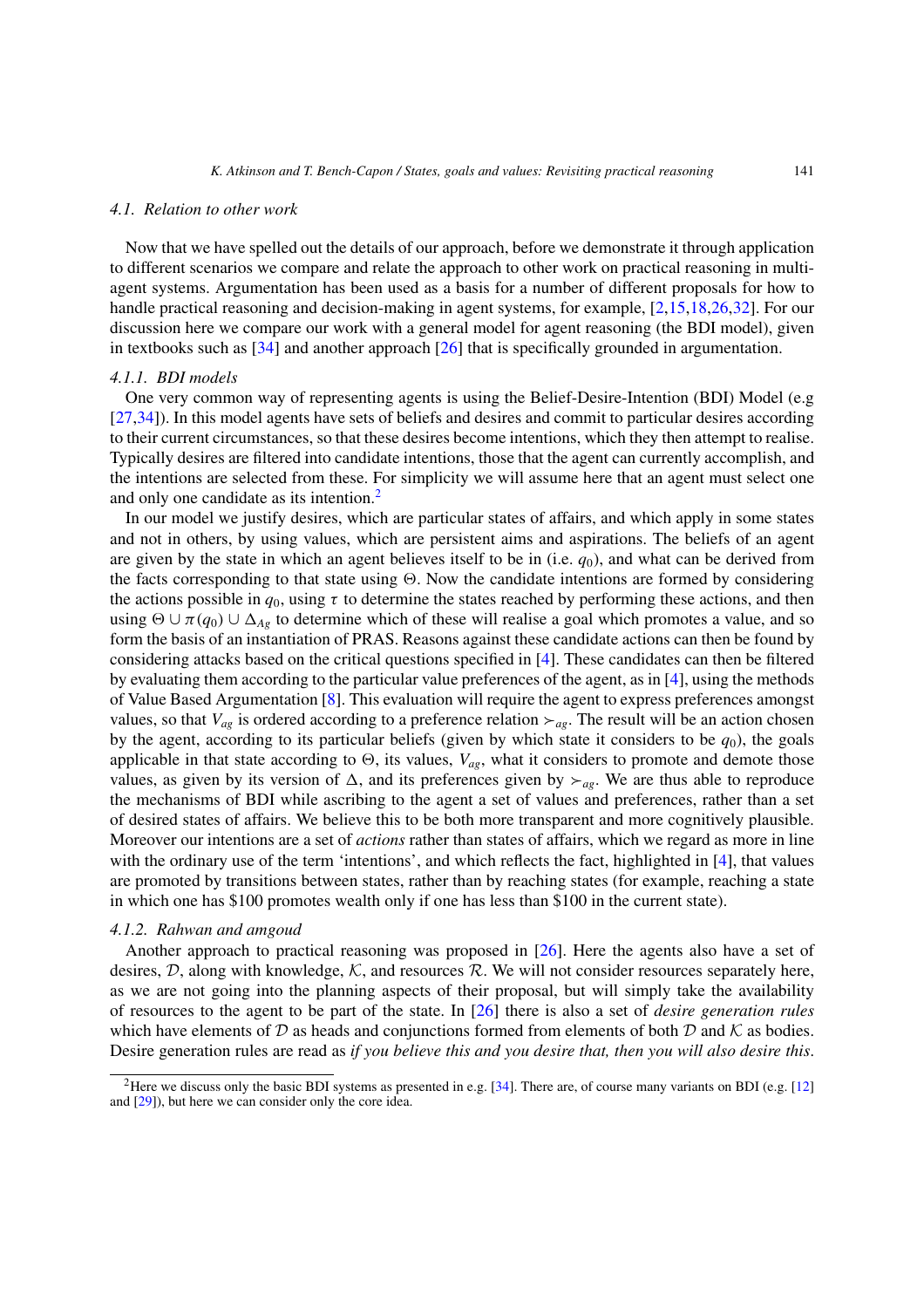### 4.1. Relation to other work

Now that we have spelled out the details of our approach, before we demonstrate it through application to different scenarios we compare and relate the approach to other work on practical reasoning in multi-agent systems. Argumentation has been used as a basis for a number of different proposals for how to handle practical reasoning and decision-making in agent systems, for example, [2,15,18,26,32]. For our discussion here we compare our work with a general model for agent reasoning (the BDI model), given in textbooks such as [34] and another approach [26] that is specifically grounded in argumentation.

#### 4.1.1. BDI models

One very common way of representing agents is using the Belief-Desire-Intention (BDI) Model (e.g [27,34]). In this model agents have sets of beliefs and desires and commit to particular desires according to their current circumstances, so that these desires become intentions, which they then attempt to realise. Typically desires are filtered into candidate intentions, those that the agent can currently accomplish, and the intentions are selected from these. For simplicity we will assume here that an agent must select one and only one candidate as its intention.[2]

In our model we justify desires, which are particular states of affairs, and which apply in some states and not in others, by using values, which are persistent aims and aspirations. The beliefs of an agent are given by the state in which an agent believes itself to be in (i.e. $q_0$), and what can be derived from the facts corresponding to that state using $\Theta$. Now the candidate intentions are formed by considering the actions possible in $q_0$, using $\tau$ to determine the states reached by performing these actions, and then using $\Theta \cup \pi(q_0) \cup \Delta_{Ag}$ to determine which of these will realise a goal which promotes a value, and so form the basis of an instantiation of PRAS. Reasons against these candidate actions can then be found by considering attacks based on the critical questions specified in [4]. These candidates can then be filtered by evaluating them according to the particular value preferences of the agent, as in [4], using the methods of Value Based Argumentation [8]. This evaluation will require the agent to express preferences amongst values, so that $V_{ag}$ is ordered according to a preference relation $\succ_{ag}$. The result will be an action chosen by the agent, according to its particular beliefs (given by which state it considers to be $q_0$), the goals applicable in that state according to $\Theta$, its values, $V_{ag}$, what it considers to promote and demote those values, as given by its version of $\Delta$, and its preferences given by $\succ_{ag}$. We are thus able to reproduce the mechanisms of BDI while ascribing to the agent a set of values and preferences, rather than a set of desired states of affairs. We believe this to be both more transparent and more cognitively plausible. Moreover our intentions are a set of *actions* rather than states of affairs, which we regard as more in line with the ordinary use of the term 'intentions', and which reflects the fact, highlighted in [4], that values are promoted by transitions between states, rather than by reaching states (for example, reaching a state in which one has \$100 promotes wealth only if one has less than \$100 in the current state).

#### 4.1.2. Rahwan and amgoud

Another approach to practical reasoning was proposed in [26]. Here the agents also have a set of desires, $\mathcal{D}$, along with knowledge, $\mathcal{K}$, and resources $\mathcal{R}$. We will not consider resources separately here, as we are not going into the planning aspects of their proposal, but will simply take the availability of resources to the agent to be part of the state. In [26] there is also a set of *desire generation rules* which have elements of $\mathcal{D}$ as heads and conjunctions formed from elements of both $\mathcal{D}$ and $\mathcal{K}$ as bodies. Desire generation rules are read as *if you believe this and you desire that, then you will also desire this*.

[2] Here we discuss only the basic BDI systems as presented in e.g. [34]. There are, of course many variants on BDI (e.g. [12] and [29]), but here we can consider only the core idea.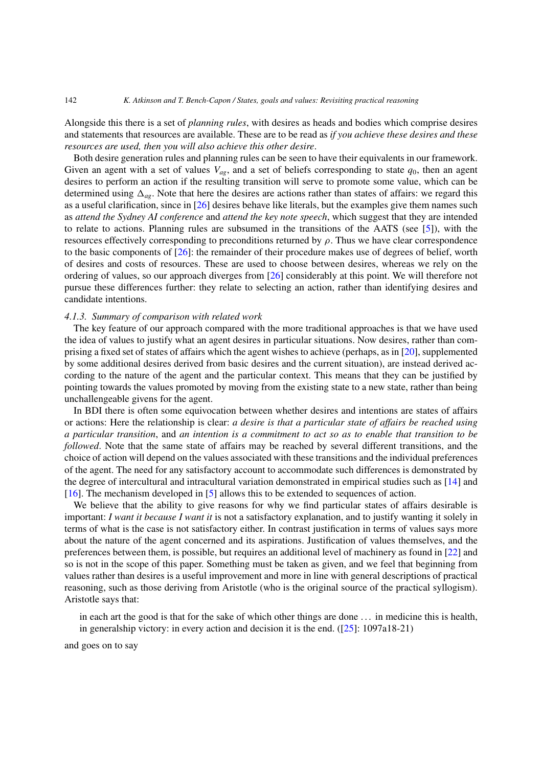Alongside this there is a set of *planning rules*, with desires as heads and bodies which comprise desires and statements that resources are available. These are to be read as *if you achieve these desires and these resources are used, then you will also achieve this other desire*.

Both desire generation rules and planning rules can be seen to have their equivalents in our framework. Given an agent with a set of values $V_{ag}$, and a set of beliefs corresponding to state $q_0$, then an agent desires to perform an action if the resulting transition will serve to promote some value, which can be determined using $\Delta_{ag}$. Note that here the desires are actions rather than states of affairs: we regard this as a useful clarification, since in [26] desires behave like literals, but the examples give them names such as *attend the Sydney AI conference* and *attend the key note speech*, which suggest that they are intended to relate to actions. Planning rules are subsumed in the transitions of the AATS (see [5]), with the resources effectively corresponding to preconditions returned by $\rho$. Thus we have clear correspondence to the basic components of [26]: the remainder of their procedure makes use of degrees of belief, worth of desires and costs of resources. These are used to choose between desires, whereas we rely on the ordering of values, so our approach diverges from [26] considerably at this point. We will therefore not pursue these differences further: they relate to selecting an action, rather than identifying desires and candidate intentions.

#### *4.1.3. Summary of comparison with related work*

The key feature of our approach compared with the more traditional approaches is that we have used the idea of values to justify what an agent desires in particular situations. Now desires, rather than comprising a fixed set of states of affairs which the agent wishes to achieve (perhaps, as in [20], supplemented by some additional desires derived from basic desires and the current situation), are instead derived according to the nature of the agent and the particular context. This means that they can be justified by pointing towards the values promoted by moving from the existing state to a new state, rather than being unchallengeable givens for the agent.

In BDI there is often some equivocation between whether desires and intentions are states of affairs or actions: Here the relationship is clear: *a desire is that a particular state of affairs be reached using a particular transition*, and *an intention is a commitment to act so as to enable that transition to be followed*. Note that the same state of affairs may be reached by several different transitions, and the choice of action will depend on the values associated with these transitions and the individual preferences of the agent. The need for any satisfactory account to accommodate such differences is demonstrated by the degree of intercultural and intracultural variation demonstrated in empirical studies such as [14] and [16]. The mechanism developed in [5] allows this to be extended to sequences of action.

We believe that the ability to give reasons for why we find particular states of affairs desirable is important: *I want it because I want it* is not a satisfactory explanation, and to justify wanting it solely in terms of what is the case is not satisfactory either. In contrast justification in terms of values says more about the nature of the agent concerned and its aspirations. Justification of values themselves, and the preferences between them, is possible, but requires an additional level of machinery as found in [22] and so is not in the scope of this paper. Something must be taken as given, and we feel that beginning from values rather than desires is a useful improvement and more in line with general descriptions of practical reasoning, such as those deriving from Aristotle (who is the original source of the practical syllogism). Aristotle says that:

> in each art the good is that for the sake of which other things are done ... in medicine this is health, in generalship victory: in every action and decision it is the end. ([25]: 1097a18-21)

and goes on to say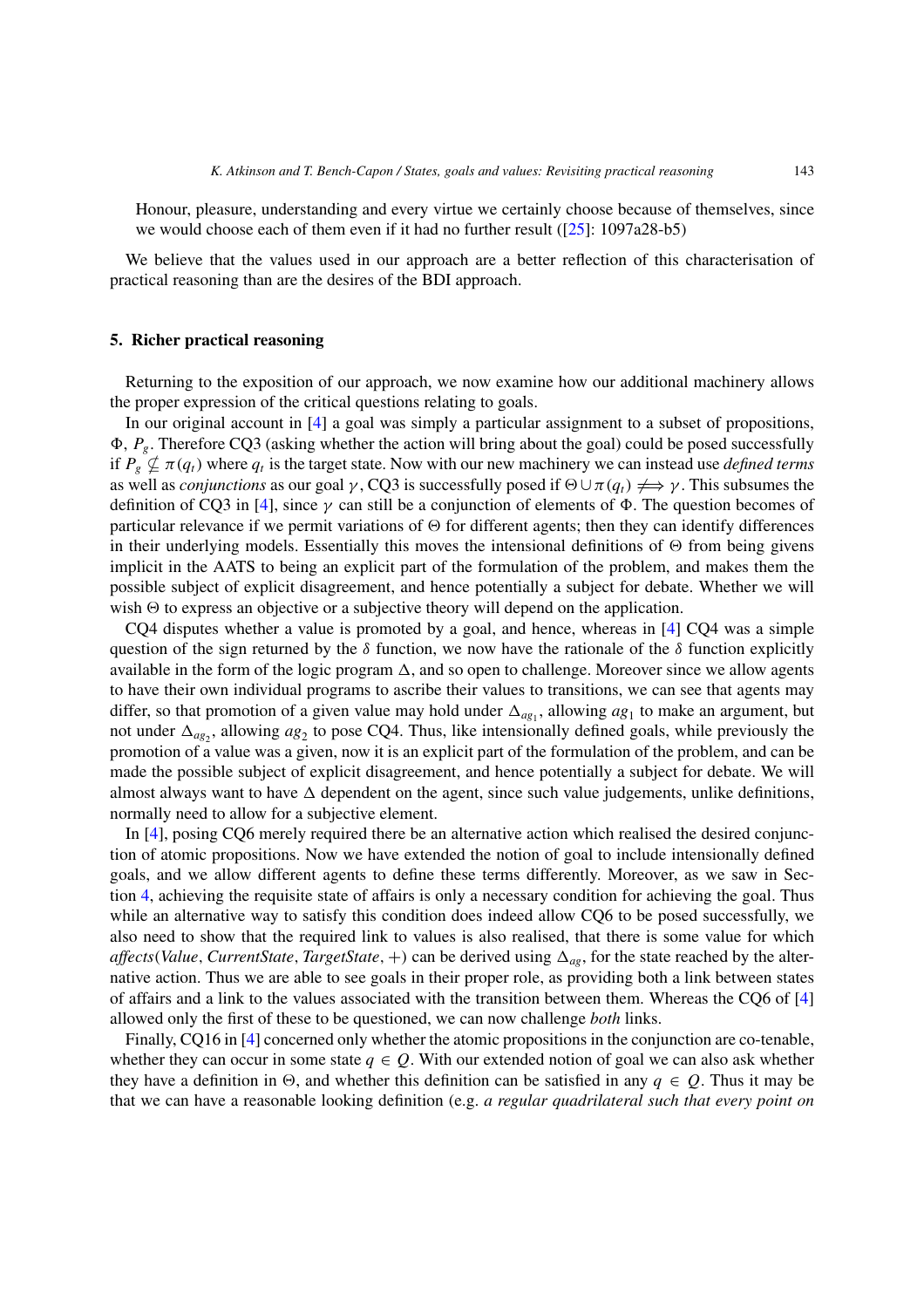> Honour, pleasure, understanding and every virtue we certainly choose because of themselves, since we would choose each of them even if it had no further result ([25]: 1097a28-b5)

We believe that the values used in our approach are a better reflection of this characterisation of practical reasoning than are the desires of the BDI approach.

## 5. Richer practical reasoning

Returning to the exposition of our approach, we now examine how our additional machinery allows the proper expression of the critical questions relating to goals.

In our original account in [4] a goal was simply a particular assignment to a subset of propositions, $\Phi$, $P_g$. Therefore CQ3 (asking whether the action will bring about the goal) could be posed successfully if $P_g \nsubseteq \pi(q_t)$ where $q_t$ is the target state. Now with our new machinery we can instead use *defined terms* as well as *conjunctions* as our goal $\gamma$, CQ3 is successfully posed if $\Theta \cup \pi(q_t) \not\Longrightarrow \gamma$. This subsumes the definition of CQ3 in [4], since $\gamma$ can still be a conjunction of elements of $\Phi$. The question becomes of particular relevance if we permit variations of $\Theta$ for different agents; then they can identify differences in their underlying models. Essentially this moves the intensional definitions of $\Theta$ from being givens implicit in the AATS to being an explicit part of the formulation of the problem, and makes them the possible subject of explicit disagreement, and hence potentially a subject for debate. Whether we will wish $\Theta$ to express an objective or a subjective theory will depend on the application.

CQ4 disputes whether a value is promoted by a goal, and hence, whereas in [4] CQ4 was a simple question of the sign returned by the $\delta$ function, we now have the rationale of the $\delta$ function explicitly available in the form of the logic program $\Delta$, and so open to challenge. Moreover since we allow agents to have their own individual programs to ascribe their values to transitions, we can see that agents may differ, so that promotion of a given value may hold under $\Delta_{ag_1}$, allowing $ag_1$ to make an argument, but not under $\Delta_{ag_2}$, allowing $ag_2$ to pose CQ4. Thus, like intensionally defined goals, while previously the promotion of a value was a given, now it is an explicit part of the formulation of the problem, and can be made the possible subject of explicit disagreement, and hence potentially a subject for debate. We will almost always want to have $\Delta$ dependent on the agent, since such value judgements, unlike definitions, normally need to allow for a subjective element.

In [4], posing CQ6 merely required there be an alternative action which realised the desired conjunction of atomic propositions. Now we have extended the notion of goal to include intensionally defined goals, and we allow different agents to define these terms differently. Moreover, as we saw in Section 4, achieving the requisite state of affairs is only a necessary condition for achieving the goal. Thus while an alternative way to satisfy this condition does indeed allow CQ6 to be posed successfully, we also need to show that the required link to values is also realised, that there is some value for which *affects*(*Value*, *CurrentState*, *TargetState*, $+$) can be derived using $\Delta_{ag}$, for the state reached by the alternative action. Thus we are able to see goals in their proper role, as providing both a link between states of affairs and a link to the values associated with the transition between them. Whereas the CQ6 of [4] allowed only the first of these to be questioned, we can now challenge *both* links.

Finally, CQ16 in [4] concerned only whether the atomic propositions in the conjunction are co-tenable, whether they can occur in some state $q \in Q$. With our extended notion of goal we can also ask whether they have a definition in $\Theta$, and whether this definition can be satisfied in any $q \in Q$. Thus it may be that we can have a reasonable looking definition (e.g. *a regular quadrilateral such that every point on*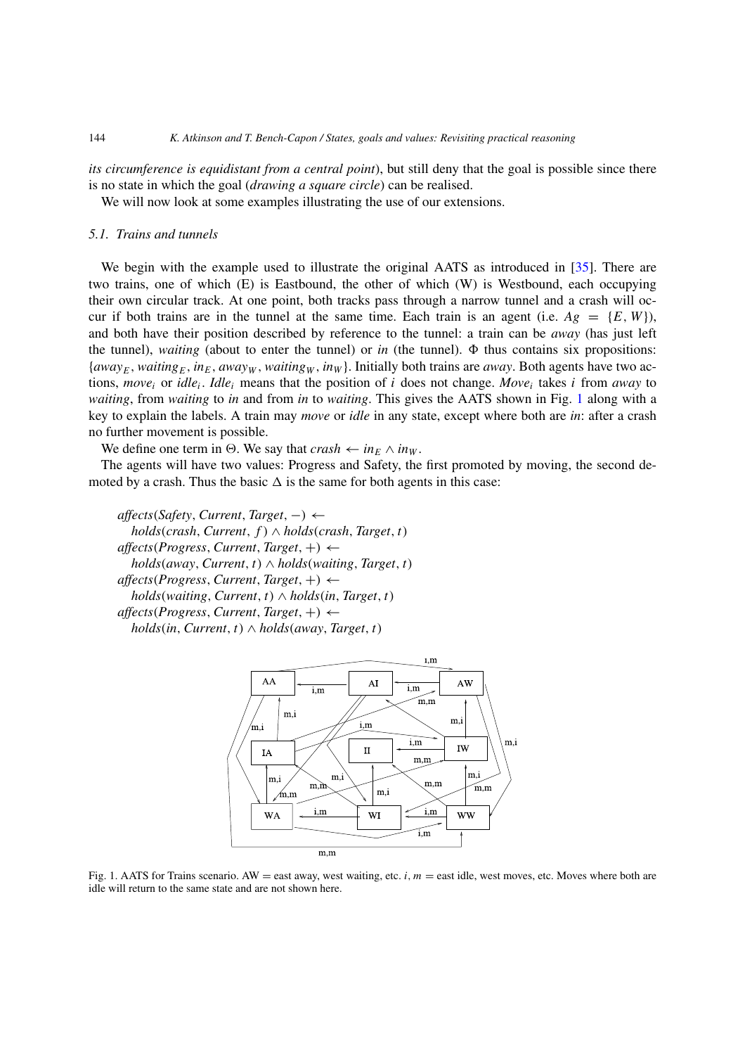*its circumference is equidistant from a central point*), but still deny that the goal is possible since there is no state in which the goal (*drawing a square circle*) can be realised.

We will now look at some examples illustrating the use of our extensions.

### 5.1. Trains and tunnels

We begin with the example used to illustrate the original AATS as introduced in [35]. There are two trains, one of which (E) is Eastbound, the other of which (W) is Westbound, each occupying their own circular track. At one point, both tracks pass through a narrow tunnel and a crash will occur if both trains are in the tunnel at the same time. Each train is an agent (i.e. $Ag = \{E, W\}$), and both have their position described by reference to the tunnel: a train can be *away* (has just left the tunnel), *waiting* (about to enter the tunnel) or *in* (the tunnel). $\Phi$ thus contains six propositions: $\{away_E, waiting_E, in_E, away_W, waiting_W, in_W\}$. Initially both trains are *away*. Both agents have two actions, $move_i$ or $idle_i$. $Idle_i$ means that the position of $i$ does not change. $Move_i$ takes $i$ from *away* to *waiting*, from *waiting* to *in* and from *in* to *waiting*. This gives the AATS shown in Fig. 1 along with a key to explain the labels. A train may *move* or *idle* in any state, except where both are *in*: after a crash no further movement is possible.

We define one term in $\Theta$. We say that $crash \leftarrow in_E \wedge in_W$.

The agents will have two values: Progress and Safety, the first promoted by moving, the second demoted by a crash. Thus the basic $\Delta$ is the same for both agents in this case:

$affects(Safety, Current, Target, -) \leftarrow$
$\quad holds(crash, Current, f) \wedge holds(crash, Target, t)$
$affects(Progress, Current, Target, +) \leftarrow$
$\quad holds(away, Current, t) \wedge holds(waiting, Target, t)$
$affects(Progress, Current, Target, +) \leftarrow$
$\quad holds(waiting, Current, t) \wedge holds(in, Target, t)$
$affects(Progress, Current, Target, +) \leftarrow$
$\quad holds(in, Current, t) \wedge holds(away, Target, t)$

Fig. 1. AATS for Trains scenario. AW = east away, west waiting, etc. $i, m$ = east idle, west moves, etc. Moves where both are idle will return to the same state and are not shown here.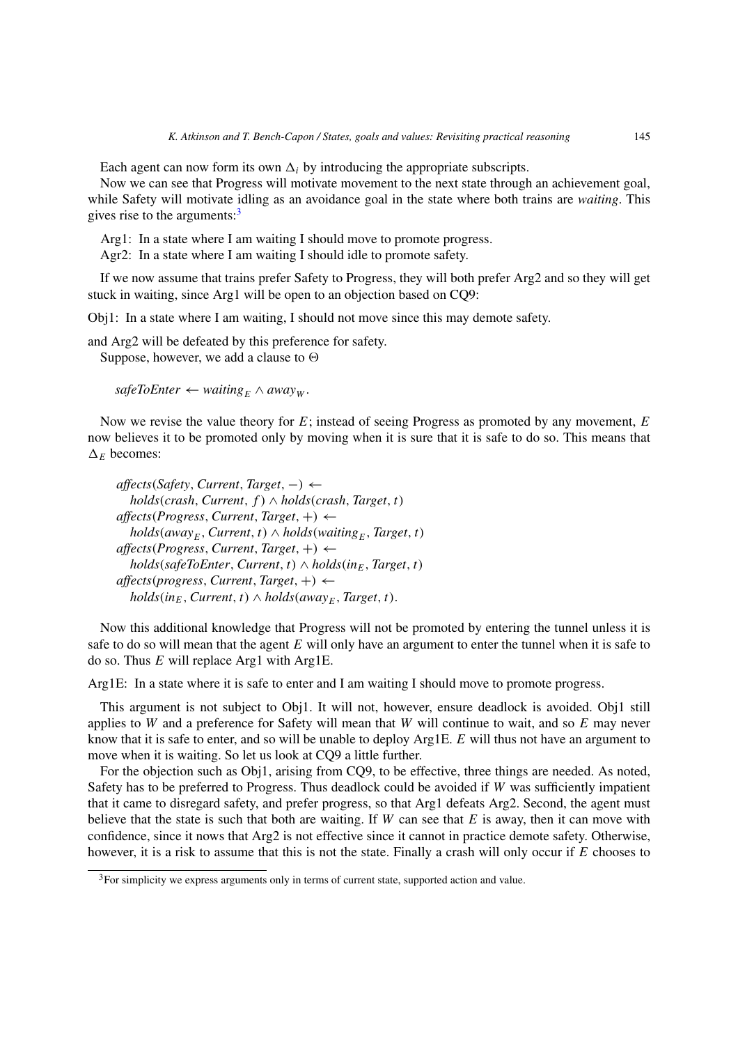Each agent can now form its own $\Delta_i$ by introducing the appropriate subscripts.

Now we can see that Progress will motivate movement to the next state through an achievement goal, while Safety will motivate idling as an avoidance goal in the state where both trains are *waiting*. This gives rise to the arguments:[3]

Arg1: In a state where I am waiting I should move to promote progress.
Agr2: In a state where I am waiting I should idle to promote safety.

If we now assume that trains prefer Safety to Progress, they will both prefer Arg2 and so they will get stuck in waiting, since Arg1 will be open to an objection based on CQ9:

Obj1: In a state where I am waiting, I should not move since this may demote safety.

and Arg2 will be defeated by this preference for safety.

Suppose, however, we add a clause to $\Theta$

$$safeToEnter \leftarrow waiting_E \wedge away_W.$$

Now we revise the value theory for $E$; instead of seeing Progress as promoted by any movement, $E$ now believes it to be promoted only by moving when it is sure that it is safe to do so. This means that $\Delta_E$ becomes:

$$\begin{aligned}
&affects(Safety, Current, Target, -) \leftarrow \\
&\quad holds(crash, Current, f) \wedge holds(crash, Target, t) \\
&affects(Progress, Current, Target, +) \leftarrow \\
&\quad holds(away_E, Current, t) \wedge holds(waiting_E, Target, t) \\
&affects(Progress, Current, Target, +) \leftarrow \\
&\quad holds(safeToEnter, Current, t) \wedge holds(in_E, Target, t) \\
&affects(progress, Current, Target, +) \leftarrow \\
&\quad holds(in_E, Current, t) \wedge holds(away_E, Target, t).
\end{aligned}$$

Now this additional knowledge that Progress will not be promoted by entering the tunnel unless it is safe to do so will mean that the agent $E$ will only have an argument to enter the tunnel when it is safe to do so. Thus $E$ will replace Arg1 with Arg1E.

Arg1E: In a state where it is safe to enter and I am waiting I should move to promote progress.

This argument is not subject to Obj1. It will not, however, ensure deadlock is avoided. Obj1 still applies to $W$ and a preference for Safety will mean that $W$ will continue to wait, and so $E$ may never know that it is safe to enter, and so will be unable to deploy Arg1E. $E$ will thus not have an argument to move when it is waiting. So let us look at CQ9 a little further.

For the objection such as Obj1, arising from CQ9, to be effective, three things are needed. As noted, Safety has to be preferred to Progress. Thus deadlock could be avoided if $W$ was sufficiently impatient that it came to disregard safety, and prefer progress, so that Arg1 defeats Arg2. Second, the agent must believe that the state is such that both are waiting. If $W$ can see that $E$ is away, then it can move with confidence, since it nows that Arg2 is not effective since it cannot in practice demote safety. Otherwise, however, it is a risk to assume that this is not the state. Finally a crash will only occur if $E$ chooses to

[3] For simplicity we express arguments only in terms of current state, supported action and value.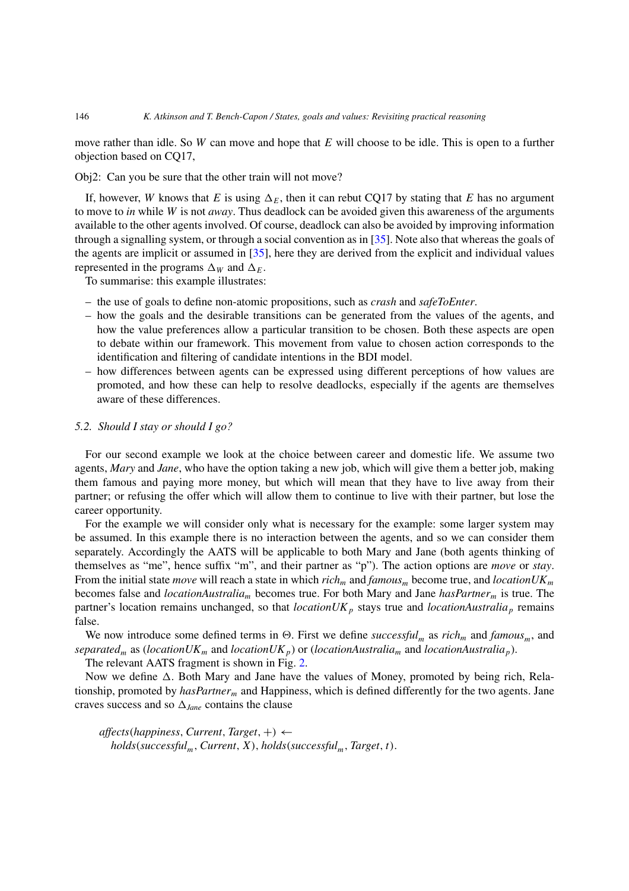move rather than idle. So $W$ can move and hope that $E$ will choose to be idle. This is open to a further objection based on CQ17,

Obj2: Can you be sure that the other train will not move?

If, however, $W$ knows that $E$ is using $\Delta_E$, then it can rebut CQ17 by stating that $E$ has no argument to move to *in* while $W$ is not *away*. Thus deadlock can be avoided given this awareness of the arguments available to the other agents involved. Of course, deadlock can also be avoided by improving information through a signalling system, or through a social convention as in [35]. Note also that whereas the goals of the agents are implicit or assumed in [35], here they are derived from the explicit and individual values represented in the programs $\Delta_W$ and $\Delta_E$.

To summarise: this example illustrates:

- the use of goals to define non-atomic propositions, such as *crash* and *safeToEnter*.
- how the goals and the desirable transitions can be generated from the values of the agents, and how the value preferences allow a particular transition to be chosen. Both these aspects are open to debate within our framework. This movement from value to chosen action corresponds to the identification and filtering of candidate intentions in the BDI model.
- how differences between agents can be expressed using different perceptions of how values are promoted, and how these can help to resolve deadlocks, especially if the agents are themselves aware of these differences.

### 5.2. *Should I stay or should I go?*

For our second example we look at the choice between career and domestic life. We assume two agents, *Mary* and *Jane*, who have the option taking a new job, which will give them a better job, making them famous and paying more money, but which will mean that they have to live away from their partner; or refusing the offer which will allow them to continue to live with their partner, but lose the career opportunity.

For the example we will consider only what is necessary for the example: some larger system may be assumed. In this example there is no interaction between the agents, and so we can consider them separately. Accordingly the AATS will be applicable to both Mary and Jane (both agents thinking of themselves as "me", hence suffix "m", and their partner as "p"). The action options are *move* or *stay*. From the initial state *move* will reach a state in which $rich_m$ and $famous_m$ become true, and $locationUK_m$ becomes false and $locationAustralia_m$ becomes true. For both Mary and Jane $hasPartner_m$ is true. The partner's location remains unchanged, so that $locationUK_p$ stays true and $locationAustralia_p$ remains false.

We now introduce some defined terms in $\Theta$. First we define $successful_m$ as $rich_m$ and $famous_m$, and $separated_m$ as ($locationUK_m$ and $locationUK_p$) or ($locationAustralia_m$ and $locationAustralia_p$).

The relevant AATS fragment is shown in Fig. 2.

Now we define $\Delta$. Both Mary and Jane have the values of Money, promoted by being rich, Relationship, promoted by $hasPartner_m$ and Happiness, which is defined differently for the two agents. Jane craves success and so $\Delta_{Jane}$ contains the clause

$$affects(happiness, Current, Target, +) \leftarrow$$
$$holds(successful_m, Current, X), holds(successful_m, Target, t).$$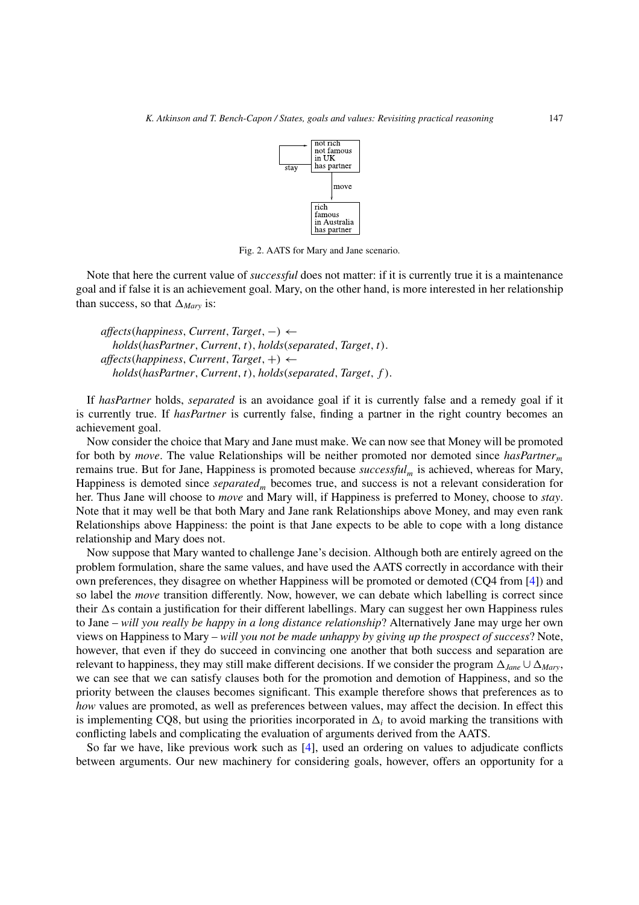Fig. 2. AATS for Mary and Jane scenario.

Note that here the current value of *successful* does not matter: if it is currently true it is a maintenance goal and if false it is an achievement goal. Mary, on the other hand, is more interested in her relationship than success, so that $\Delta_{Mary}$ is:

$$
\begin{aligned}
&\textit{affects}(\textit{happiness}, \textit{Current}, \textit{Target}, -) \leftarrow \\
&\quad \textit{holds}(\textit{hasPartner}, \textit{Current}, t), \textit{holds}(\textit{separated}, \textit{Target}, t). \\
&\textit{affects}(\textit{happiness}, \textit{Current}, \textit{Target}, +) \leftarrow \\
&\quad \textit{holds}(\textit{hasPartner}, \textit{Current}, t), \textit{holds}(\textit{separated}, \textit{Target}, f).
\end{aligned}
$$

If *hasPartner* holds, *separated* is an avoidance goal if it is currently false and a remedy goal if it is currently true. If *hasPartner* is currently false, finding a partner in the right country becomes an achievement goal.

Now consider the choice that Mary and Jane must make. We can now see that Money will be promoted for both by *move*. The value Relationships will be neither promoted nor demoted since $\textit{hasPartner}_m$ remains true. But for Jane, Happiness is promoted because $\textit{successful}_m$ is achieved, whereas for Mary, Happiness is demoted since $\textit{separated}_m$ becomes true, and success is not a relevant consideration for her. Thus Jane will choose to *move* and Mary will, if Happiness is preferred to Money, choose to *stay*. Note that it may well be that both Mary and Jane rank Relationships above Money, and may even rank Relationships above Happiness: the point is that Jane expects to be able to cope with a long distance relationship and Mary does not.

Now suppose that Mary wanted to challenge Jane's decision. Although both are entirely agreed on the problem formulation, share the same values, and have used the AATS correctly in accordance with their own preferences, they disagree on whether Happiness will be promoted or demoted (CQ4 from [4]) and so label the *move* transition differently. Now, however, we can debate which labelling is correct since their $\Delta$s contain a justification for their different labellings. Mary can suggest her own Happiness rules to Jane – *will you really be happy in a long distance relationship*? Alternatively Jane may urge her own views on Happiness to Mary – *will you not be made unhappy by giving up the prospect of success*? Note, however, that even if they do succeed in convincing one another that both success and separation are relevant to happiness, they may still make different decisions. If we consider the program $\Delta_{Jane} \cup \Delta_{Mary}$, we can see that we can satisfy clauses both for the promotion and demotion of Happiness, and so the priority between the clauses becomes significant. This example therefore shows that preferences as to *how* values are promoted, as well as preferences between values, may affect the decision. In effect this is implementing CQ8, but using the priorities incorporated in $\Delta_i$ to avoid marking the transitions with conflicting labels and complicating the evaluation of arguments derived from the AATS.

So far we have, like previous work such as [4], used an ordering on values to adjudicate conflicts between arguments. Our new machinery for considering goals, however, offers an opportunity for a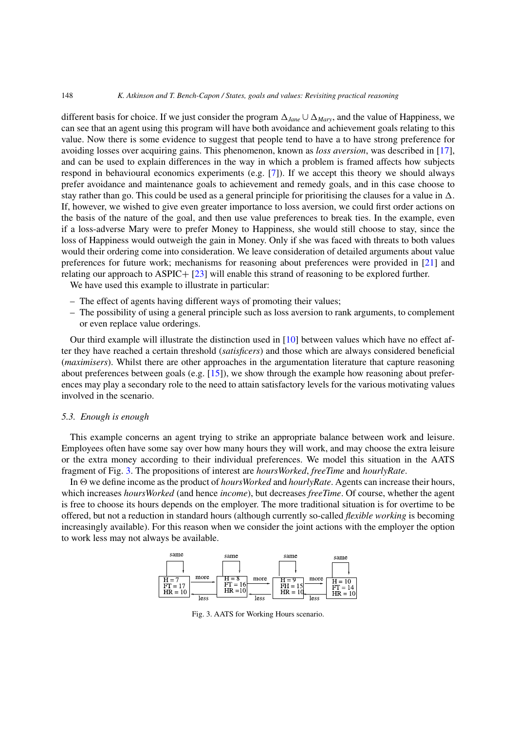different basis for choice. If we just consider the program $\Delta_{Jane} \cup \Delta_{Mary}$, and the value of Happiness, we can see that an agent using this program will have both avoidance and achievement goals relating to this value. Now there is some evidence to suggest that people tend to have a to have strong preference for avoiding losses over acquiring gains. This phenomenon, known as *loss aversion*, was described in [17], and can be used to explain differences in the way in which a problem is framed affects how subjects respond in behavioural economics experiments (e.g. [7]). If we accept this theory we should always prefer avoidance and maintenance goals to achievement and remedy goals, and in this case choose to stay rather than go. This could be used as a general principle for prioritising the clauses for a value in $\Delta$. If, however, we wished to give even greater importance to loss aversion, we could first order actions on the basis of the nature of the goal, and then use value preferences to break ties. In the example, even if a loss-adverse Mary were to prefer Money to Happiness, she would still choose to stay, since the loss of Happiness would outweigh the gain in Money. Only if she was faced with threats to both values would their ordering come into consideration. We leave consideration of detailed arguments about value preferences for future work; mechanisms for reasoning about preferences were provided in [21] and relating our approach to ASPIC+ [23] will enable this strand of reasoning to be explored further.

We have used this example to illustrate in particular:

- The effect of agents having different ways of promoting their values;
- The possibility of using a general principle such as loss aversion to rank arguments, to complement or even replace value orderings.

Our third example will illustrate the distinction used in [10] between values which have no effect after they have reached a certain threshold (*satisficers*) and those which are always considered beneficial (*maximisers*). Whilst there are other approaches in the argumentation literature that capture reasoning about preferences between goals (e.g. [15]), we show through the example how reasoning about preferences may play a secondary role to the need to attain satisfactory levels for the various motivating values involved in the scenario.

### 5.3. Enough is enough

This example concerns an agent trying to strike an appropriate balance between work and leisure. Employees often have some say over how many hours they will work, and may choose the extra leisure or the extra money according to their individual preferences. We model this situation in the AATS fragment of Fig. 3. The propositions of interest are *hoursWorked*, *freeTime* and *hourlyRate*.

In $\Theta$ we define income as the product of *hoursWorked* and *hourlyRate*. Agents can increase their hours, which increases *hoursWorked* (and hence *income*), but decreases *freeTime*. Of course, whether the agent is free to choose its hours depends on the employer. The more traditional situation is for overtime to be offered, but not a reduction in standard hours (although currently so-called *flexible working* is becoming increasingly available). For this reason when we consider the joint actions with the employer the option to work less may not always be available.

Fig. 3. AATS for Working Hours scenario.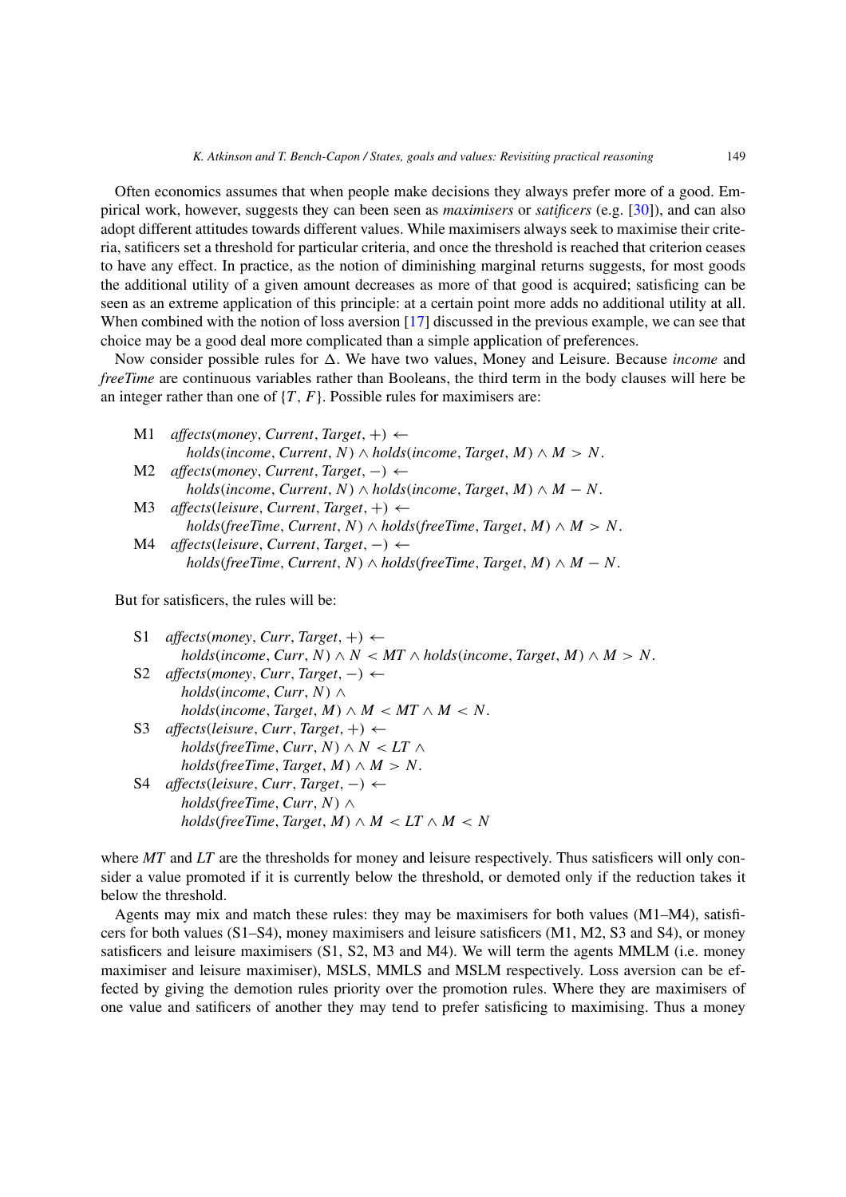Often economics assumes that when people make decisions they always prefer more of a good. Empirical work, however, suggests they can been seen as *maximisers* or *satificers* (e.g. [30]), and can also adopt different attitudes towards different values. While maximisers always seek to maximise their criteria, satificers set a threshold for particular criteria, and once the threshold is reached that criterion ceases to have any effect. In practice, as the notion of diminishing marginal returns suggests, for most goods the additional utility of a given amount decreases as more of that good is acquired; satisficing can be seen as an extreme application of this principle: at a certain point more adds no additional utility at all. When combined with the notion of loss aversion [17] discussed in the previous example, we can see that choice may be a good deal more complicated than a simple application of preferences.

Now consider possible rules for $\Delta$. We have two values, Money and Leisure. Because *income* and *freeTime* are continuous variables rather than Booleans, the third term in the body clauses will here be an integer rather than one of $\{T, F\}$. Possible rules for maximisers are:

M1 $\mathit{affects}(\mathit{money}, \mathit{Current}, \mathit{Target}, +) \leftarrow$
$\quad \mathit{holds}(\mathit{income}, \mathit{Current}, N) \wedge \mathit{holds}(\mathit{income}, \mathit{Target}, M) \wedge M > N.$

M2 $\mathit{affects}(\mathit{money}, \mathit{Current}, \mathit{Target}, -) \leftarrow$
$\quad \mathit{holds}(\mathit{income}, \mathit{Current}, N) \wedge \mathit{holds}(\mathit{income}, \mathit{Target}, M) \wedge M - N.$

M3 $\mathit{affects}(\mathit{leisure}, \mathit{Current}, \mathit{Target}, +) \leftarrow$
$\quad \mathit{holds}(\mathit{freeTime}, \mathit{Current}, N) \wedge \mathit{holds}(\mathit{freeTime}, \mathit{Target}, M) \wedge M > N.$

M4 $\mathit{affects}(\mathit{leisure}, \mathit{Current}, \mathit{Target}, -) \leftarrow$
$\quad \mathit{holds}(\mathit{freeTime}, \mathit{Current}, N) \wedge \mathit{holds}(\mathit{freeTime}, \mathit{Target}, M) \wedge M - N.$

But for satisficers, the rules will be:

S1 $\mathit{affects}(\mathit{money}, \mathit{Curr}, \mathit{Target}, +) \leftarrow$
$\quad \mathit{holds}(\mathit{income}, \mathit{Curr}, N) \wedge N < \mathit{MT} \wedge \mathit{holds}(\mathit{income}, \mathit{Target}, M) \wedge M > N.$

S2 $\mathit{affects}(\mathit{money}, \mathit{Curr}, \mathit{Target}, -) \leftarrow$
$\quad \mathit{holds}(\mathit{income}, \mathit{Curr}, N) \wedge$
$\quad \mathit{holds}(\mathit{income}, \mathit{Target}, M) \wedge M < \mathit{MT} \wedge M < N.$

S3 $\mathit{affects}(\mathit{leisure}, \mathit{Curr}, \mathit{Target}, +) \leftarrow$
$\quad \mathit{holds}(\mathit{freeTime}, \mathit{Curr}, N) \wedge N < \mathit{LT} \wedge$
$\quad \mathit{holds}(\mathit{freeTime}, \mathit{Target}, M) \wedge M > N.$

S4 $\mathit{affects}(\mathit{leisure}, \mathit{Curr}, \mathit{Target}, -) \leftarrow$
$\quad \mathit{holds}(\mathit{freeTime}, \mathit{Curr}, N) \wedge$
$\quad \mathit{holds}(\mathit{freeTime}, \mathit{Target}, M) \wedge M < \mathit{LT} \wedge M < N$

where *MT* and *LT* are the thresholds for money and leisure respectively. Thus satisficers will only consider a value promoted if it is currently below the threshold, or demoted only if the reduction takes it below the threshold.

Agents may mix and match these rules: they may be maximisers for both values (M1–M4), satisficers for both values (S1–S4), money maximisers and leisure satisficers (M1, M2, S3 and S4), or money satisficers and leisure maximisers (S1, S2, M3 and M4). We will term the agents MMLM (i.e. money maximiser and leisure maximiser), MSLS, MMLS and MSLM respectively. Loss aversion can be effected by giving the demotion rules priority over the promotion rules. Where they are maximisers of one value and satificers of another they may tend to prefer satisficing to maximising. Thus a money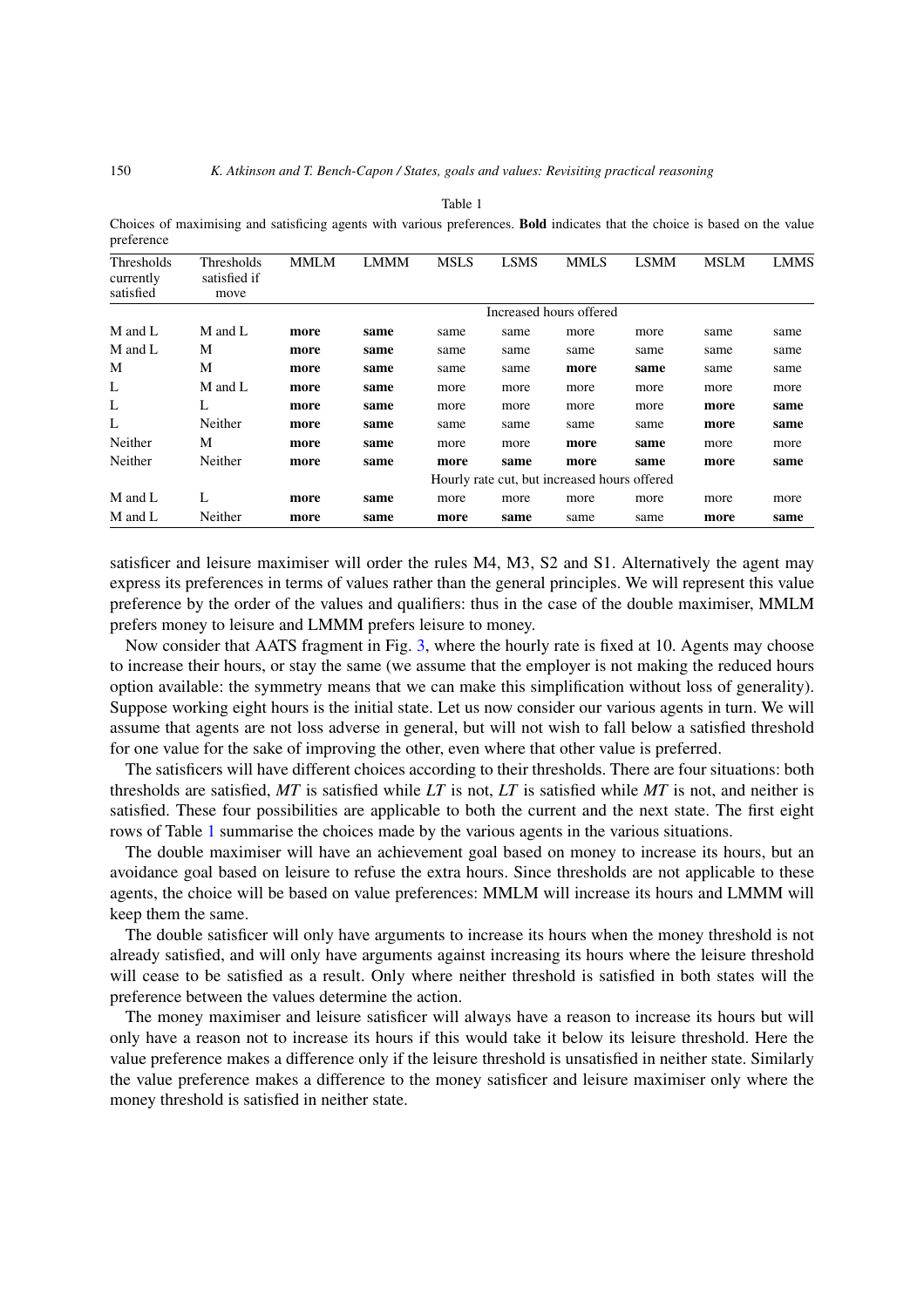Table 1

Choices of maximising and satisficing agents with various preferences. **Bold** indicates that the choice is based on the value preference

| Thresholds currently satisfied | Thresholds satisfied if move | MMLM | LMMM | MSLS | LSMS | MMLS | LSMM | MSLM | LMMS |
|---|---|---|---|---|---|---|---|---|---|
| | | Increased hours offered | | | | | | | |
| M and L | M and L | **more** | **same** | same | same | more | more | same | same |
| M and L | M | **more** | **same** | same | same | same | same | same | same |
| M | M | **more** | **same** | same | same | **more** | **same** | same | same |
| L | M and L | **more** | **same** | more | more | more | more | more | more |
| L | L | **more** | **same** | more | more | more | more | **more** | **same** |
| L | Neither | **more** | **same** | same | same | same | same | **more** | **same** |
| Neither | M | **more** | **same** | more | more | **more** | **same** | more | more |
| Neither | Neither | **more** | **same** | **more** | **same** | **more** | **same** | **more** | **same** |
| | | Hourly rate cut, but increased hours offered | | | | | | | |
| M and L | L | **more** | **same** | more | more | more | more | more | more |
| M and L | Neither | **more** | **same** | **more** | **same** | same | same | **more** | **same** |

satisficer and leisure maximiser will order the rules M4, M3, S2 and S1. Alternatively the agent may express its preferences in terms of values rather than the general principles. We will represent this value preference by the order of the values and qualifiers: thus in the case of the double maximiser, MMLM prefers money to leisure and LMMM prefers leisure to money.

Now consider that AATS fragment in Fig. 3, where the hourly rate is fixed at 10. Agents may choose to increase their hours, or stay the same (we assume that the employer is not making the reduced hours option available: the symmetry means that we can make this simplification without loss of generality). Suppose working eight hours is the initial state. Let us now consider our various agents in turn. We will assume that agents are not loss adverse in general, but will not wish to fall below a satisfied threshold for one value for the sake of improving the other, even where that other value is preferred.

The satisficers will have different choices according to their thresholds. There are four situations: both thresholds are satisfied, *MT* is satisfied while *LT* is not, *LT* is satisfied while *MT* is not, and neither is satisfied. These four possibilities are applicable to both the current and the next state. The first eight rows of Table 1 summarise the choices made by the various agents in the various situations.

The double maximiser will have an achievement goal based on money to increase its hours, but an avoidance goal based on leisure to refuse the extra hours. Since thresholds are not applicable to these agents, the choice will be based on value preferences: MMLM will increase its hours and LMMM will keep them the same.

The double satisficer will only have arguments to increase its hours when the money threshold is not already satisfied, and will only have arguments against increasing its hours where the leisure threshold will cease to be satisfied as a result. Only where neither threshold is satisfied in both states will the preference between the values determine the action.

The money maximiser and leisure satisficer will always have a reason to increase its hours but will only have a reason not to increase its hours if this would take it below its leisure threshold. Here the value preference makes a difference only if the leisure threshold is unsatisfied in neither state. Similarly the value preference makes a difference to the money satisficer and leisure maximiser only where the money threshold is satisfied in neither state.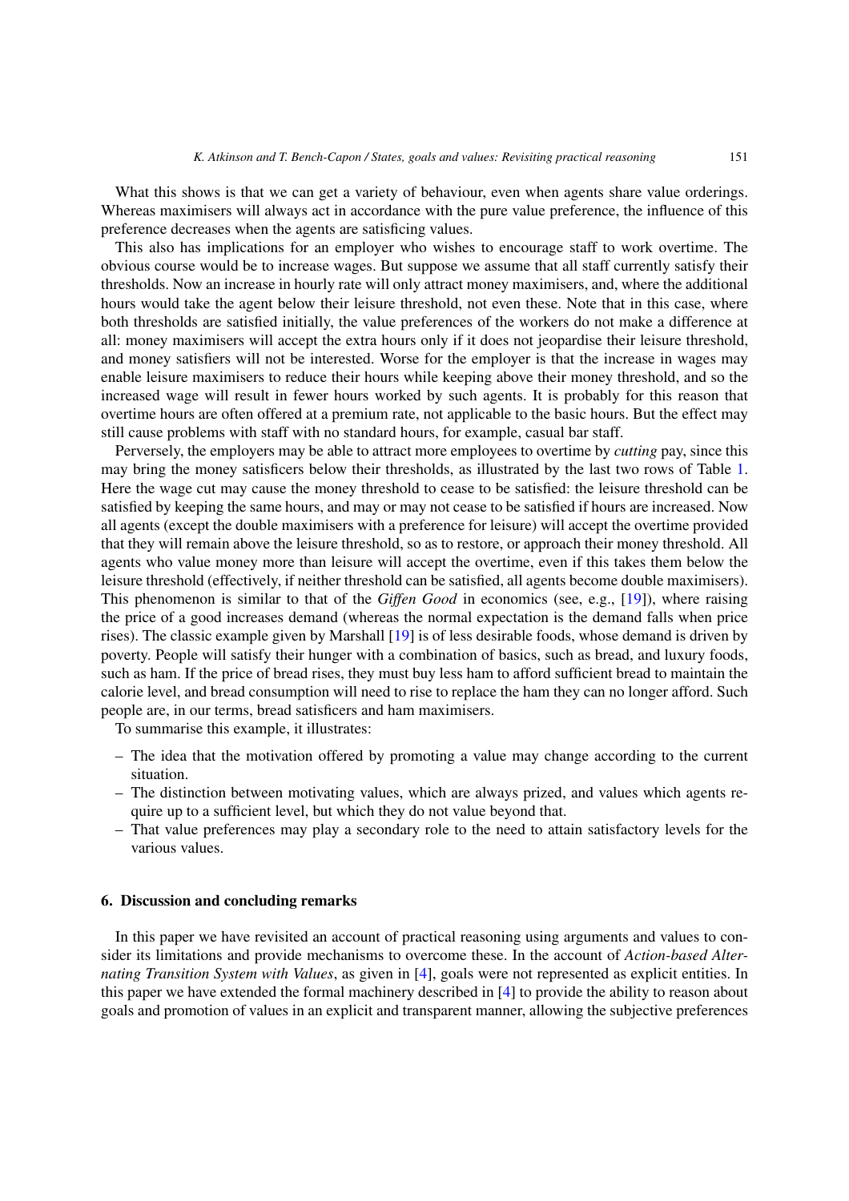What this shows is that we can get a variety of behaviour, even when agents share value orderings. Whereas maximisers will always act in accordance with the pure value preference, the influence of this preference decreases when the agents are satisficing values.

This also has implications for an employer who wishes to encourage staff to work overtime. The obvious course would be to increase wages. But suppose we assume that all staff currently satisfy their thresholds. Now an increase in hourly rate will only attract money maximisers, and, where the additional hours would take the agent below their leisure threshold, not even these. Note that in this case, where both thresholds are satisfied initially, the value preferences of the workers do not make a difference at all: money maximisers will accept the extra hours only if it does not jeopardise their leisure threshold, and money satisfiers will not be interested. Worse for the employer is that the increase in wages may enable leisure maximisers to reduce their hours while keeping above their money threshold, and so the increased wage will result in fewer hours worked by such agents. It is probably for this reason that overtime hours are often offered at a premium rate, not applicable to the basic hours. But the effect may still cause problems with staff with no standard hours, for example, casual bar staff.

Perversely, the employers may be able to attract more employees to overtime by *cutting* pay, since this may bring the money satisficers below their thresholds, as illustrated by the last two rows of Table 1. Here the wage cut may cause the money threshold to cease to be satisfied: the leisure threshold can be satisfied by keeping the same hours, and may or may not cease to be satisfied if hours are increased. Now all agents (except the double maximisers with a preference for leisure) will accept the overtime provided that they will remain above the leisure threshold, so as to restore, or approach their money threshold. All agents who value money more than leisure will accept the overtime, even if this takes them below the leisure threshold (effectively, if neither threshold can be satisfied, all agents become double maximisers). This phenomenon is similar to that of the *Giffen Good* in economics (see, e.g., [19]), where raising the price of a good increases demand (whereas the normal expectation is the demand falls when price rises). The classic example given by Marshall [19] is of less desirable foods, whose demand is driven by poverty. People will satisfy their hunger with a combination of basics, such as bread, and luxury foods, such as ham. If the price of bread rises, they must buy less ham to afford sufficient bread to maintain the calorie level, and bread consumption will need to rise to replace the ham they can no longer afford. Such people are, in our terms, bread satisficers and ham maximisers.

To summarise this example, it illustrates:

- The idea that the motivation offered by promoting a value may change according to the current situation.
- The distinction between motivating values, which are always prized, and values which agents require up to a sufficient level, but which they do not value beyond that.
- That value preferences may play a secondary role to the need to attain satisfactory levels for the various values.

## 6. Discussion and concluding remarks

In this paper we have revisited an account of practical reasoning using arguments and values to consider its limitations and provide mechanisms to overcome these. In the account of *Action-based Alternating Transition System with Values*, as given in [4], goals were not represented as explicit entities. In this paper we have extended the formal machinery described in [4] to provide the ability to reason about goals and promotion of values in an explicit and transparent manner, allowing the subjective preferences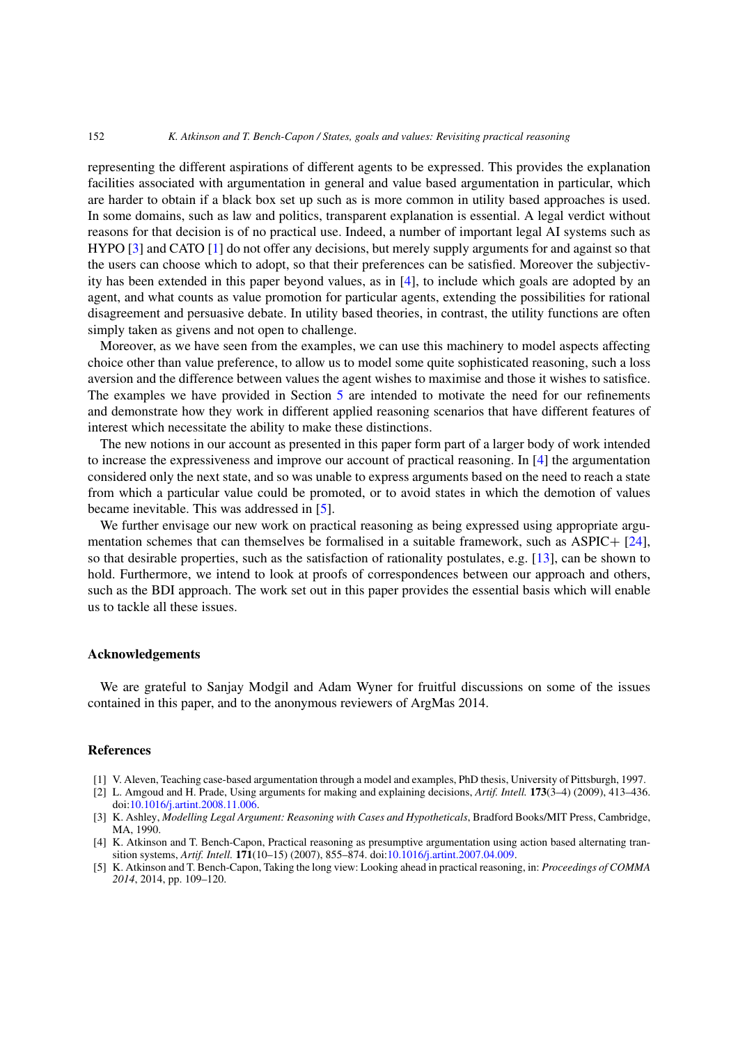representing the different aspirations of different agents to be expressed. This provides the explanation facilities associated with argumentation in general and value based argumentation in particular, which are harder to obtain if a black box set up such as is more common in utility based approaches is used. In some domains, such as law and politics, transparent explanation is essential. A legal verdict without reasons for that decision is of no practical use. Indeed, a number of important legal AI systems such as HYPO [3] and CATO [1] do not offer any decisions, but merely supply arguments for and against so that the users can choose which to adopt, so that their preferences can be satisfied. Moreover the subjectivity has been extended in this paper beyond values, as in [4], to include which goals are adopted by an agent, and what counts as value promotion for particular agents, extending the possibilities for rational disagreement and persuasive debate. In utility based theories, in contrast, the utility functions are often simply taken as givens and not open to challenge.

Moreover, as we have seen from the examples, we can use this machinery to model aspects affecting choice other than value preference, to allow us to model some quite sophisticated reasoning, such a loss aversion and the difference between values the agent wishes to maximise and those it wishes to satisfice. The examples we have provided in Section 5 are intended to motivate the need for our refinements and demonstrate how they work in different applied reasoning scenarios that have different features of interest which necessitate the ability to make these distinctions.

The new notions in our account as presented in this paper form part of a larger body of work intended to increase the expressiveness and improve our account of practical reasoning. In [4] the argumentation considered only the next state, and so was unable to express arguments based on the need to reach a state from which a particular value could be promoted, or to avoid states in which the demotion of values became inevitable. This was addressed in [5].

We further envisage our new work on practical reasoning as being expressed using appropriate argumentation schemes that can themselves be formalised in a suitable framework, such as ASPIC+ [24], so that desirable properties, such as the satisfaction of rationality postulates, e.g. [13], can be shown to hold. Furthermore, we intend to look at proofs of correspondences between our approach and others, such as the BDI approach. The work set out in this paper provides the essential basis which will enable us to tackle all these issues.

## Acknowledgements

We are grateful to Sanjay Modgil and Adam Wyner for fruitful discussions on some of the issues contained in this paper, and to the anonymous reviewers of ArgMas 2014.

## References

[1] V. Aleven, Teaching case-based argumentation through a model and examples, PhD thesis, University of Pittsburgh, 1997.

[2] L. Amgoud and H. Prade, Using arguments for making and explaining decisions, *Artif. Intell.* **173**(3–4) (2009), 413–436. doi:10.1016/j.artint.2008.11.006.

[3] K. Ashley, *Modelling Legal Argument: Reasoning with Cases and Hypotheticals*, Bradford Books/MIT Press, Cambridge, MA, 1990.

[4] K. Atkinson and T. Bench-Capon, Practical reasoning as presumptive argumentation using action based alternating transition systems, *Artif. Intell.* **171**(10–15) (2007), 855–874. doi:10.1016/j.artint.2007.04.009.

[5] K. Atkinson and T. Bench-Capon, Taking the long view: Looking ahead in practical reasoning, in: *Proceedings of COMMA 2014*, 2014, pp. 109–120.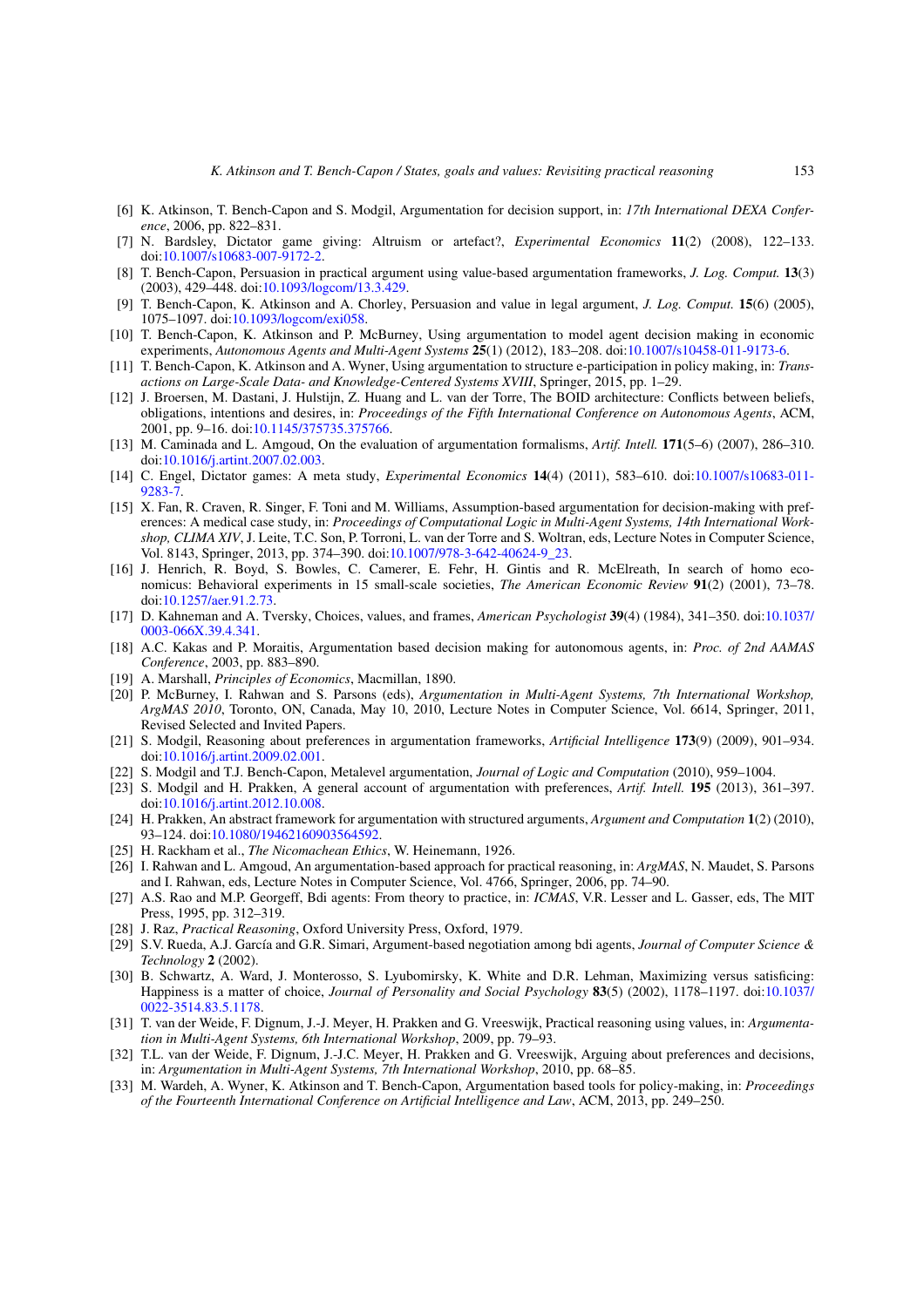[6] K. Atkinson, T. Bench-Capon and S. Modgil, Argumentation for decision support, in: *17th International DEXA Conference*, 2006, pp. 822–831.

[7] N. Bardsley, Dictator game giving: Altruism or artefact?, *Experimental Economics* **11**(2) (2008), 122–133. doi:10.1007/s10683-007-9172-2.

[8] T. Bench-Capon, Persuasion in practical argument using value-based argumentation frameworks, *J. Log. Comput.* **13**(3) (2003), 429–448. doi:10.1093/logcom/13.3.429.

[9] T. Bench-Capon, K. Atkinson and A. Chorley, Persuasion and value in legal argument, *J. Log. Comput.* **15**(6) (2005), 1075–1097. doi:10.1093/logcom/exi058.

[10] T. Bench-Capon, K. Atkinson and P. McBurney, Using argumentation to model agent decision making in economic experiments, *Autonomous Agents and Multi-Agent Systems* **25**(1) (2012), 183–208. doi:10.1007/s10458-011-9173-6.

[11] T. Bench-Capon, K. Atkinson and A. Wyner, Using argumentation to structure e-participation in policy making, in: *Transactions on Large-Scale Data- and Knowledge-Centered Systems XVIII*, Springer, 2015, pp. 1–29.

[12] J. Broersen, M. Dastani, J. Hulstijn, Z. Huang and L. van der Torre, The BOID architecture: Conflicts between beliefs, obligations, intentions and desires, in: *Proceedings of the Fifth International Conference on Autonomous Agents*, ACM, 2001, pp. 9–16. doi:10.1145/375735.375766.

[13] M. Caminada and L. Amgoud, On the evaluation of argumentation formalisms, *Artif. Intell.* **171**(5–6) (2007), 286–310. doi:10.1016/j.artint.2007.02.003.

[14] C. Engel, Dictator games: A meta study, *Experimental Economics* **14**(4) (2011), 583–610. doi:10.1007/s10683-011-9283-7.

[15] X. Fan, R. Craven, R. Singer, F. Toni and M. Williams, Assumption-based argumentation for decision-making with preferences: A medical case study, in: *Proceedings of Computational Logic in Multi-Agent Systems, 14th International Workshop, CLIMA XIV*, J. Leite, T.C. Son, P. Torroni, L. van der Torre and S. Woltran, eds, Lecture Notes in Computer Science, Vol. 8143, Springer, 2013, pp. 374–390. doi:10.1007/978-3-642-40624-9_23.

[16] J. Henrich, R. Boyd, S. Bowles, C. Camerer, E. Fehr, H. Gintis and R. McElreath, In search of homo economicus: Behavioral experiments in 15 small-scale societies, *The American Economic Review* **91**(2) (2001), 73–78. doi:10.1257/aer.91.2.73.

[17] D. Kahneman and A. Tversky, Choices, values, and frames, *American Psychologist* **39**(4) (1984), 341–350. doi:10.1037/0003-066X.39.4.341.

[18] A.C. Kakas and P. Moraitis, Argumentation based decision making for autonomous agents, in: *Proc. of 2nd AAMAS Conference*, 2003, pp. 883–890.

[19] A. Marshall, *Principles of Economics*, Macmillan, 1890.

[20] P. McBurney, I. Rahwan and S. Parsons (eds), *Argumentation in Multi-Agent Systems, 7th International Workshop, ArgMAS 2010*, Toronto, ON, Canada, May 10, 2010, Lecture Notes in Computer Science, Vol. 6614, Springer, 2011, Revised Selected and Invited Papers.

[21] S. Modgil, Reasoning about preferences in argumentation frameworks, *Artificial Intelligence* **173**(9) (2009), 901–934. doi:10.1016/j.artint.2009.02.001.

[22] S. Modgil and T.J. Bench-Capon, Metalevel argumentation, *Journal of Logic and Computation* (2010), 959–1004.

[23] S. Modgil and H. Prakken, A general account of argumentation with preferences, *Artif. Intell.* **195** (2013), 361–397. doi:10.1016/j.artint.2012.10.008.

[24] H. Prakken, An abstract framework for argumentation with structured arguments, *Argument and Computation* **1**(2) (2010), 93–124. doi:10.1080/19462160903564592.

[25] H. Rackham et al., *The Nicomachean Ethics*, W. Heinemann, 1926.

[26] I. Rahwan and L. Amgoud, An argumentation-based approach for practical reasoning, in: *ArgMAS*, N. Maudet, S. Parsons and I. Rahwan, eds, Lecture Notes in Computer Science, Vol. 4766, Springer, 2006, pp. 74–90.

[27] A.S. Rao and M.P. Georgeff, Bdi agents: From theory to practice, in: *ICMAS*, V.R. Lesser and L. Gasser, eds, The MIT Press, 1995, pp. 312–319.

[28] J. Raz, *Practical Reasoning*, Oxford University Press, Oxford, 1979.

[29] S.V. Rueda, A.J. García and G.R. Simari, Argument-based negotiation among bdi agents, *Journal of Computer Science & Technology* **2** (2002).

[30] B. Schwartz, A. Ward, J. Monterosso, S. Lyubomirsky, K. White and D.R. Lehman, Maximizing versus satisficing: Happiness is a matter of choice, *Journal of Personality and Social Psychology* **83**(5) (2002), 1178–1197. doi:10.1037/0022-3514.83.5.1178.

[31] T. van der Weide, F. Dignum, J.-J. Meyer, H. Prakken and G. Vreeswijk, Practical reasoning using values, in: *Argumentation in Multi-Agent Systems, 6th International Workshop*, 2009, pp. 79–93.

[32] T.L. van der Weide, F. Dignum, J.-J.C. Meyer, H. Prakken and G. Vreeswijk, Arguing about preferences and decisions, in: *Argumentation in Multi-Agent Systems, 7th International Workshop*, 2010, pp. 68–85.

[33] M. Wardeh, A. Wyner, K. Atkinson and T. Bench-Capon, Argumentation based tools for policy-making, in: *Proceedings of the Fourteenth International Conference on Artificial Intelligence and Law*, ACM, 2013, pp. 249–250.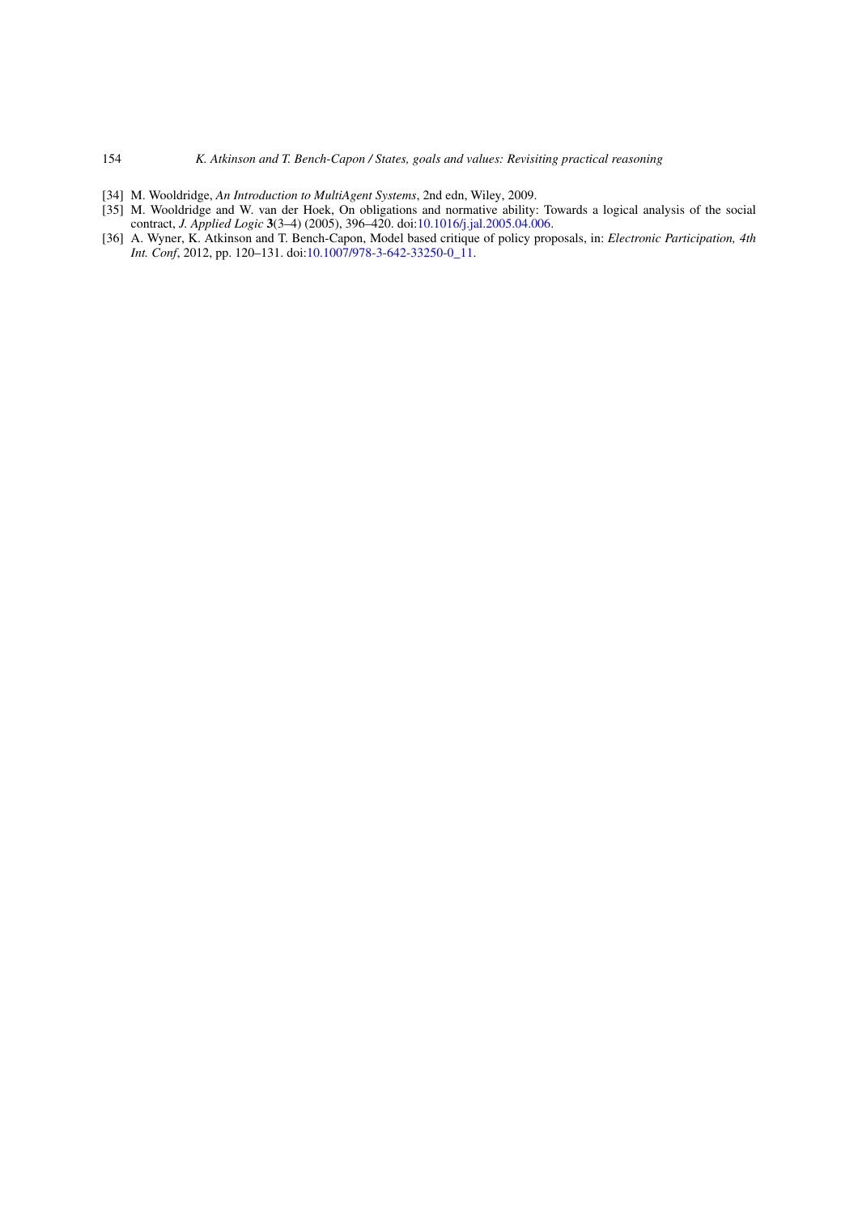[34] M. Wooldridge, *An Introduction to MultiAgent Systems*, 2nd edn, Wiley, 2009.

[35] M. Wooldridge and W. van der Hoek, On obligations and normative ability: Towards a logical analysis of the social contract, *J. Applied Logic* **3**(3–4) (2005), 396–420. doi:10.1016/j.jal.2005.04.006.

[36] A. Wyner, K. Atkinson and T. Bench-Capon, Model based critique of policy proposals, in: *Electronic Participation, 4th Int. Conf*, 2012, pp. 120–131. doi:10.1007/978-3-642-33250-0_11.